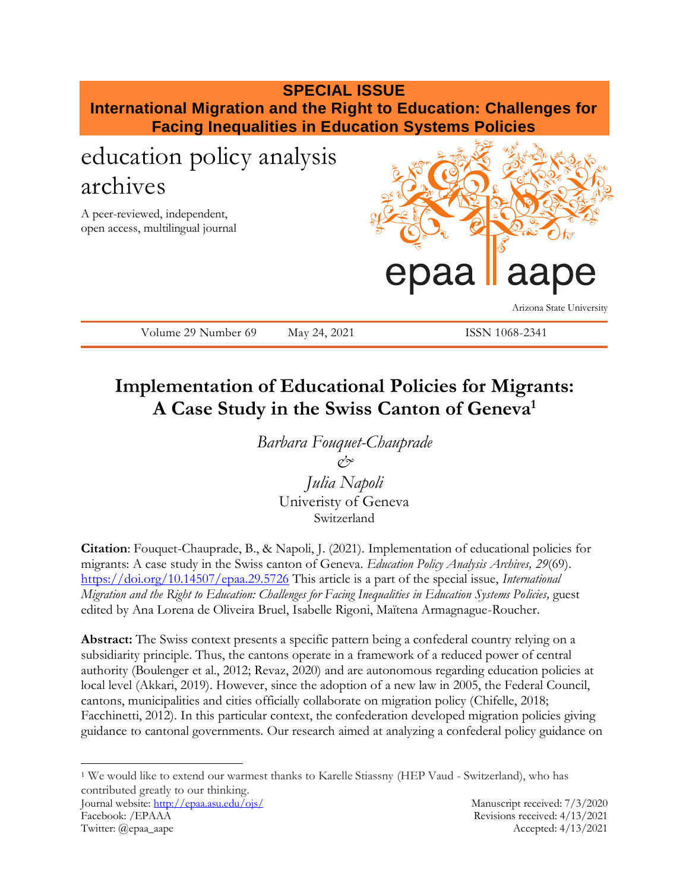**SPECIAL ISSUE**
**International Migration and the Right to Education: Challenges for Facing Inequalities in Education Systems Policies**

education policy analysis archives

A peer-reviewed, independent, open access, multilingual journal

epaa aape

Arizona State University

Volume 29 Number 69 May 24, 2021 ISSN 1068-2341

# Implementation of Educational Policies for Migrants: A Case Study in the Swiss Canton of Geneva[1]

*Barbara Fouquet-Chauprade*
*&*
*Julia Napoli*
Univeristy of Geneva
Switzerland

**Citation**: Fouquet-Chauprade, B., & Napoli, J. (2021). Implementation of educational policies for migrants: A case study in the Swiss canton of Geneva. *Education Policy Analysis Archives, 29*(69). https://doi.org/10.14507/epaa.29.5726 This article is a part of the special issue, *International Migration and the Right to Education: Challenges for Facing Inequalities in Education Systems Policies,* guest edited by Ana Lorena de Oliveira Bruel, Isabelle Rigoni, Maïtena Armagnague-Roucher.

**Abstract:** The Swiss context presents a specific pattern being a confederal country relying on a subsidiarity principle. Thus, the cantons operate in a framework of a reduced power of central authority (Boulenger et al., 2012; Revaz, 2020) and are autonomous regarding education policies at local level (Akkari, 2019). However, since the adoption of a new law in 2005, the Federal Council, cantons, municipalities and cities officially collaborate on migration policy (Chifelle, 2018; Facchinetti, 2012). In this particular context, the confederation developed migration policies giving guidance to cantonal governments. Our research aimed at analyzing a confederal policy guidance on

[1] We would like to extend our warmest thanks to Karelle Stiassny (HEP Vaud - Switzerland), who has contributed greatly to our thinking.

Journal website: http://epaa.asu.edu/ojs/
Facebook: /EPAAA
Twitter: @epaa_aape

Manuscript received: 7/3/2020
Revisions received: 4/13/2021
Accepted: 4/13/2021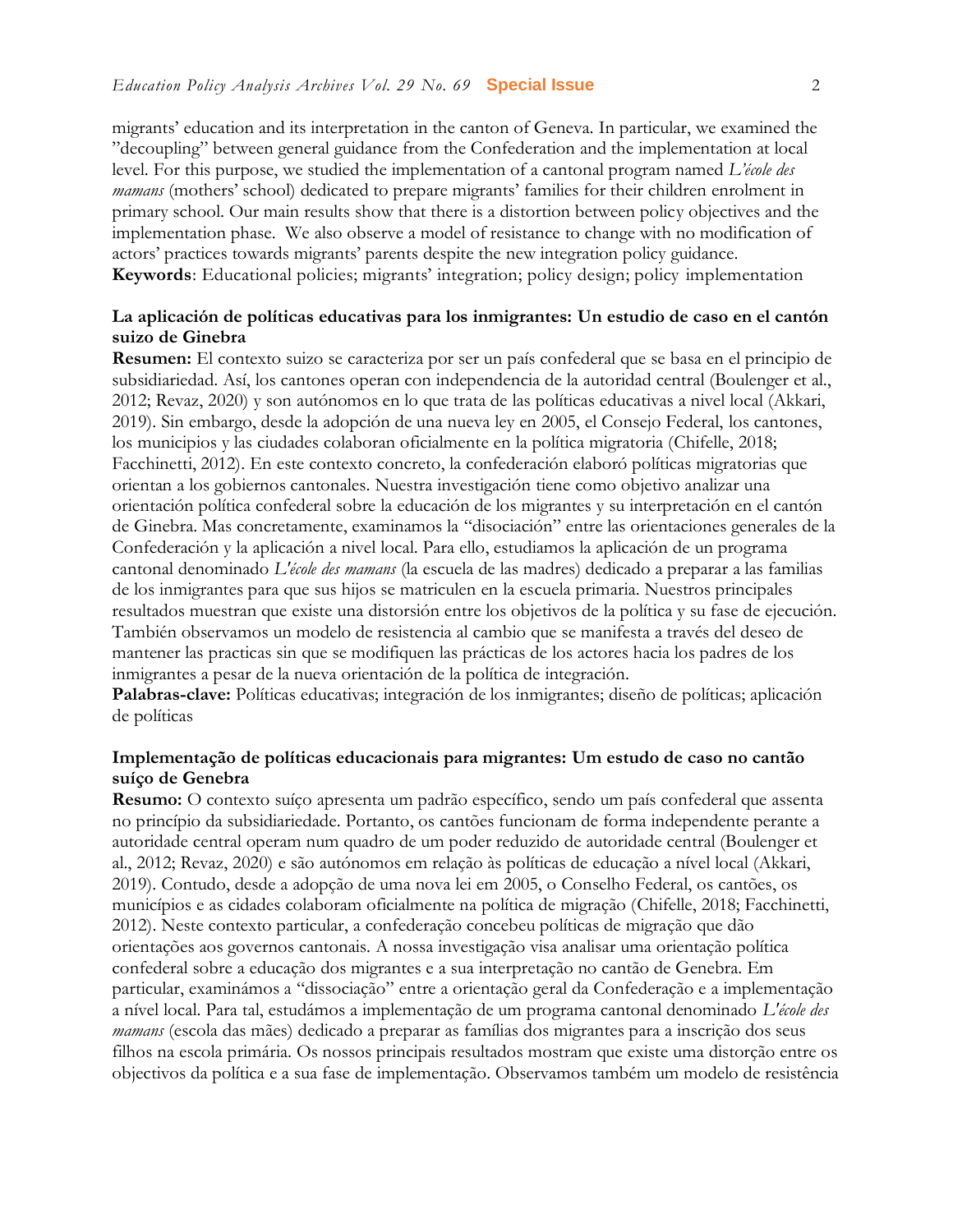migrants' education and its interpretation in the canton of Geneva. In particular, we examined the "decoupling" between general guidance from the Confederation and the implementation at local level. For this purpose, we studied the implementation of a cantonal program named *L'école des mamans* (mothers' school) dedicated to prepare migrants' families for their children enrolment in primary school. Our main results show that there is a distortion between policy objectives and the implementation phase. We also observe a model of resistance to change with no modification of actors' practices towards migrants' parents despite the new integration policy guidance.
**Keywords**: Educational policies; migrants' integration; policy design; policy implementation

**La aplicación de políticas educativas para los inmigrantes: Un estudio de caso en el cantón suizo de Ginebra**
**Resumen:** El contexto suizo se caracteriza por ser un país confederal que se basa en el principio de subsidiariedad. Así, los cantones operan con independencia de la autoridad central (Boulenger et al., 2012; Revaz, 2020) y son autónomos en lo que trata de las políticas educativas a nivel local (Akkari, 2019). Sin embargo, desde la adopción de una nueva ley en 2005, el Consejo Federal, los cantones, los municipios y las ciudades colaboran oficialmente en la política migratoria (Chifelle, 2018; Facchinetti, 2012). En este contexto concreto, la confederación elaboró políticas migratorias que orientan a los gobiernos cantonales. Nuestra investigación tiene como objetivo analizar una orientación política confederal sobre la educación de los migrantes y su interpretación en el cantón de Ginebra. Mas concretamente, examinamos la "disociación" entre las orientaciones generales de la Confederación y la aplicación a nivel local. Para ello, estudiamos la aplicación de un programa cantonal denominado *L'école des mamans* (la escuela de las madres) dedicado a preparar a las familias de los inmigrantes para que sus hijos se matriculen en la escuela primaria. Nuestros principales resultados muestran que existe una distorsión entre los objetivos de la política y su fase de ejecución. También observamos un modelo de resistencia al cambio que se manifesta a través del deseo de mantener las practicas sin que se modifiquen las prácticas de los actores hacia los padres de los inmigrantes a pesar de la nueva orientación de la política de integración.
**Palabras-clave:** Políticas educativas; integración de los inmigrantes; diseño de políticas; aplicación de políticas

**Implementação de políticas educacionais para migrantes: Um estudo de caso no cantão suíço de Genebra**
**Resumo:** O contexto suíço apresenta um padrão específico, sendo um país confederal que assenta no princípio da subsidiariedade. Portanto, os cantões funcionam de forma independente perante a autoridade central operam num quadro de um poder reduzido de autoridade central (Boulenger et al., 2012; Revaz, 2020) e são autónomos em relação às políticas de educação a nível local (Akkari, 2019). Contudo, desde a adopção de uma nova lei em 2005, o Conselho Federal, os cantões, os municípios e as cidades colaboram oficialmente na política de migração (Chifelle, 2018; Facchinetti, 2012). Neste contexto particular, a confederação concebeu políticas de migração que dão orientações aos governos cantonais. A nossa investigação visa analisar uma orientação política confederal sobre a educação dos migrantes e a sua interpretação no cantão de Genebra. Em particular, examinámos a "dissociação" entre a orientação geral da Confederação e a implementação a nível local. Para tal, estudámos a implementação de um programa cantonal denominado *L'école des mamans* (escola das mães) dedicado a preparar as famílias dos migrantes para a inscrição dos seus filhos na escola primária. Os nossos principais resultados mostram que existe uma distorção entre os objectivos da política e a sua fase de implementação. Observamos também um modelo de resistência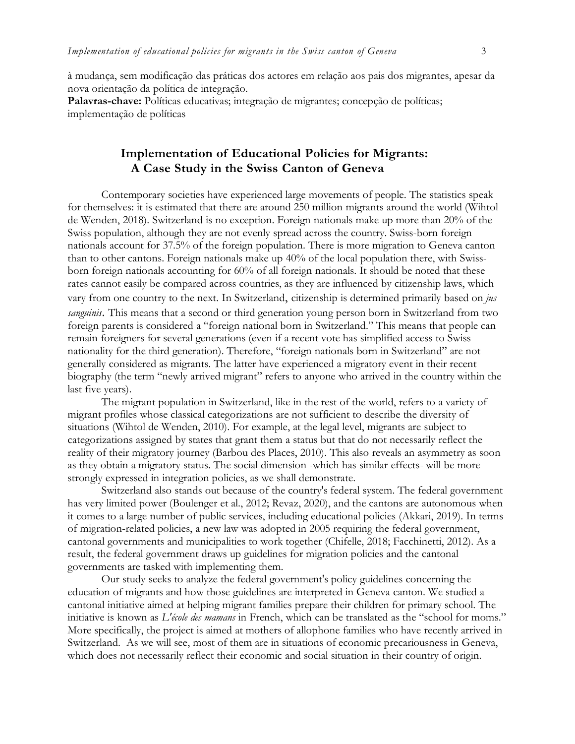à mudança, sem modificação das práticas dos actores em relação aos pais dos migrantes, apesar da nova orientação da política de integração.

**Palavras-chave:** Políticas educativas; integração de migrantes; concepção de políticas; implementação de políticas

## Implementation of Educational Policies for Migrants: A Case Study in the Swiss Canton of Geneva

Contemporary societies have experienced large movements of people. The statistics speak for themselves: it is estimated that there are around 250 million migrants around the world (Wihtol de Wenden, 2018). Switzerland is no exception. Foreign nationals make up more than 20% of the Swiss population, although they are not evenly spread across the country. Swiss-born foreign nationals account for 37.5% of the foreign population. There is more migration to Geneva canton than to other cantons. Foreign nationals make up 40% of the local population there, with Swiss-born foreign nationals accounting for 60% of all foreign nationals. It should be noted that these rates cannot easily be compared across countries, as they are influenced by citizenship laws, which vary from one country to the next. In Switzerland, citizenship is determined primarily based on *jus sanguinis*. This means that a second or third generation young person born in Switzerland from two foreign parents is considered a "foreign national born in Switzerland." This means that people can remain foreigners for several generations (even if a recent vote has simplified access to Swiss nationality for the third generation). Therefore, "foreign nationals born in Switzerland" are not generally considered as migrants. The latter have experienced a migratory event in their recent biography (the term "newly arrived migrant" refers to anyone who arrived in the country within the last five years).

The migrant population in Switzerland, like in the rest of the world, refers to a variety of migrant profiles whose classical categorizations are not sufficient to describe the diversity of situations (Wihtol de Wenden, 2010). For example, at the legal level, migrants are subject to categorizations assigned by states that grant them a status but that do not necessarily reflect the reality of their migratory journey (Barbou des Places, 2010). This also reveals an asymmetry as soon as they obtain a migratory status. The social dimension -which has similar effects- will be more strongly expressed in integration policies, as we shall demonstrate.

Switzerland also stands out because of the country's federal system. The federal government has very limited power (Boulenger et al., 2012; Revaz, 2020), and the cantons are autonomous when it comes to a large number of public services, including educational policies (Akkari, 2019). In terms of migration-related policies, a new law was adopted in 2005 requiring the federal government, cantonal governments and municipalities to work together (Chifelle, 2018; Facchinetti, 2012). As a result, the federal government draws up guidelines for migration policies and the cantonal governments are tasked with implementing them.

Our study seeks to analyze the federal government's policy guidelines concerning the education of migrants and how those guidelines are interpreted in Geneva canton. We studied a cantonal initiative aimed at helping migrant families prepare their children for primary school. The initiative is known as *L'école des mamans* in French, which can be translated as the "school for moms." More specifically, the project is aimed at mothers of allophone families who have recently arrived in Switzerland. As we will see, most of them are in situations of economic precariousness in Geneva, which does not necessarily reflect their economic and social situation in their country of origin.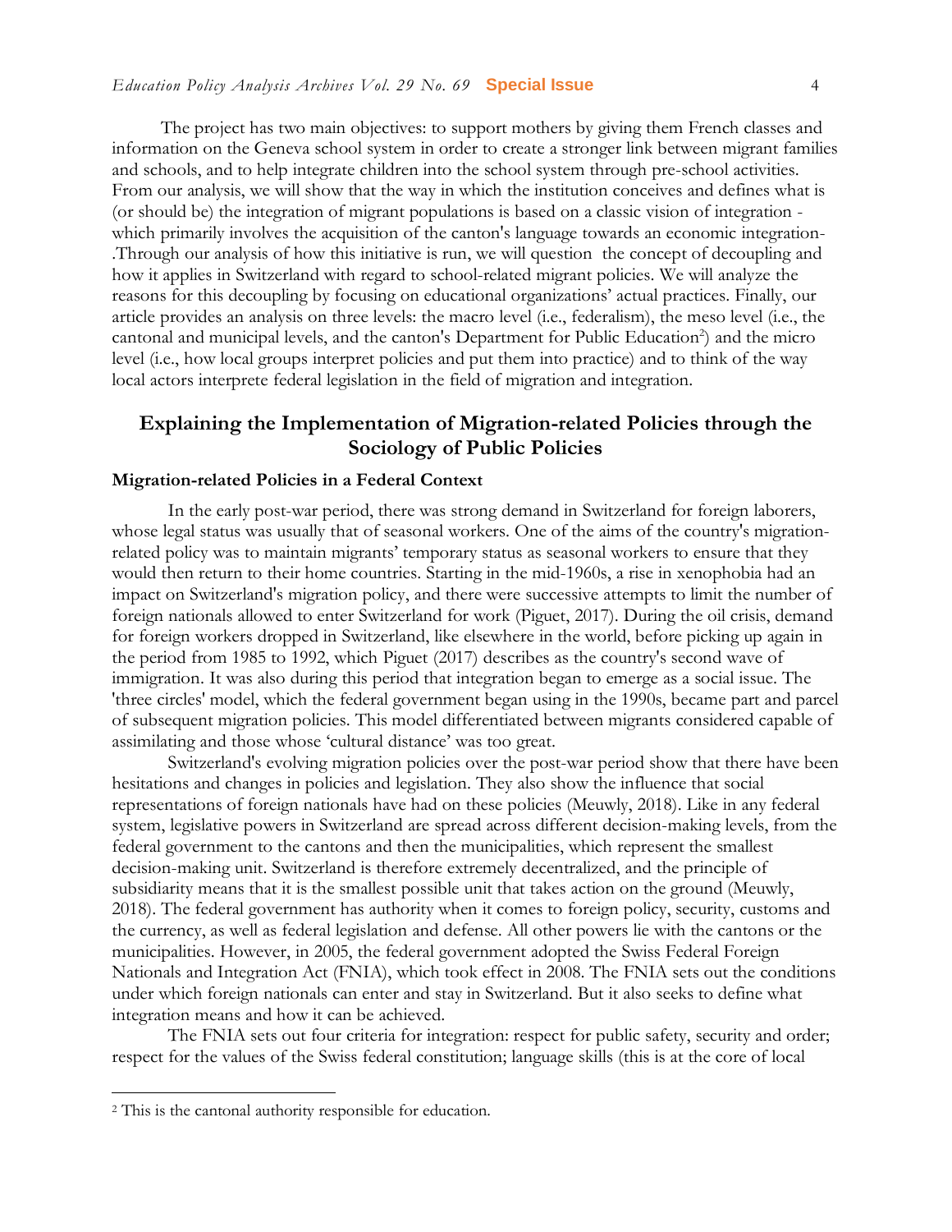The project has two main objectives: to support mothers by giving them French classes and information on the Geneva school system in order to create a stronger link between migrant families and schools, and to help integrate children into the school system through pre-school activities. From our analysis, we will show that the way in which the institution conceives and defines what is (or should be) the integration of migrant populations is based on a classic vision of integration - which primarily involves the acquisition of the canton's language towards an economic integration- .Through our analysis of how this initiative is run, we will question the concept of decoupling and how it applies in Switzerland with regard to school-related migrant policies. We will analyze the reasons for this decoupling by focusing on educational organizations' actual practices. Finally, our article provides an analysis on three levels: the macro level (i.e., federalism), the meso level (i.e., the cantonal and municipal levels, and the canton's Department for Public Education[2]) and the micro level (i.e., how local groups interpret policies and put them into practice) and to think of the way local actors interprete federal legislation in the field of migration and integration.

## Explaining the Implementation of Migration-related Policies through the Sociology of Public Policies

### Migration-related Policies in a Federal Context

In the early post-war period, there was strong demand in Switzerland for foreign laborers, whose legal status was usually that of seasonal workers. One of the aims of the country's migration-related policy was to maintain migrants' temporary status as seasonal workers to ensure that they would then return to their home countries. Starting in the mid-1960s, a rise in xenophobia had an impact on Switzerland's migration policy, and there were successive attempts to limit the number of foreign nationals allowed to enter Switzerland for work (Piguet, 2017). During the oil crisis, demand for foreign workers dropped in Switzerland, like elsewhere in the world, before picking up again in the period from 1985 to 1992, which Piguet (2017) describes as the country's second wave of immigration. It was also during this period that integration began to emerge as a social issue. The 'three circles' model, which the federal government began using in the 1990s, became part and parcel of subsequent migration policies. This model differentiated between migrants considered capable of assimilating and those whose 'cultural distance' was too great.

Switzerland's evolving migration policies over the post-war period show that there have been hesitations and changes in policies and legislation. They also show the influence that social representations of foreign nationals have had on these policies (Meuwly, 2018). Like in any federal system, legislative powers in Switzerland are spread across different decision-making levels, from the federal government to the cantons and then the municipalities, which represent the smallest decision-making unit. Switzerland is therefore extremely decentralized, and the principle of subsidiarity means that it is the smallest possible unit that takes action on the ground (Meuwly, 2018). The federal government has authority when it comes to foreign policy, security, customs and the currency, as well as federal legislation and defense. All other powers lie with the cantons or the municipalities. However, in 2005, the federal government adopted the Swiss Federal Foreign Nationals and Integration Act (FNIA), which took effect in 2008. The FNIA sets out the conditions under which foreign nationals can enter and stay in Switzerland. But it also seeks to define what integration means and how it can be achieved.

The FNIA sets out four criteria for integration: respect for public safety, security and order; respect for the values of the Swiss federal constitution; language skills (this is at the core of local

[2] This is the cantonal authority responsible for education.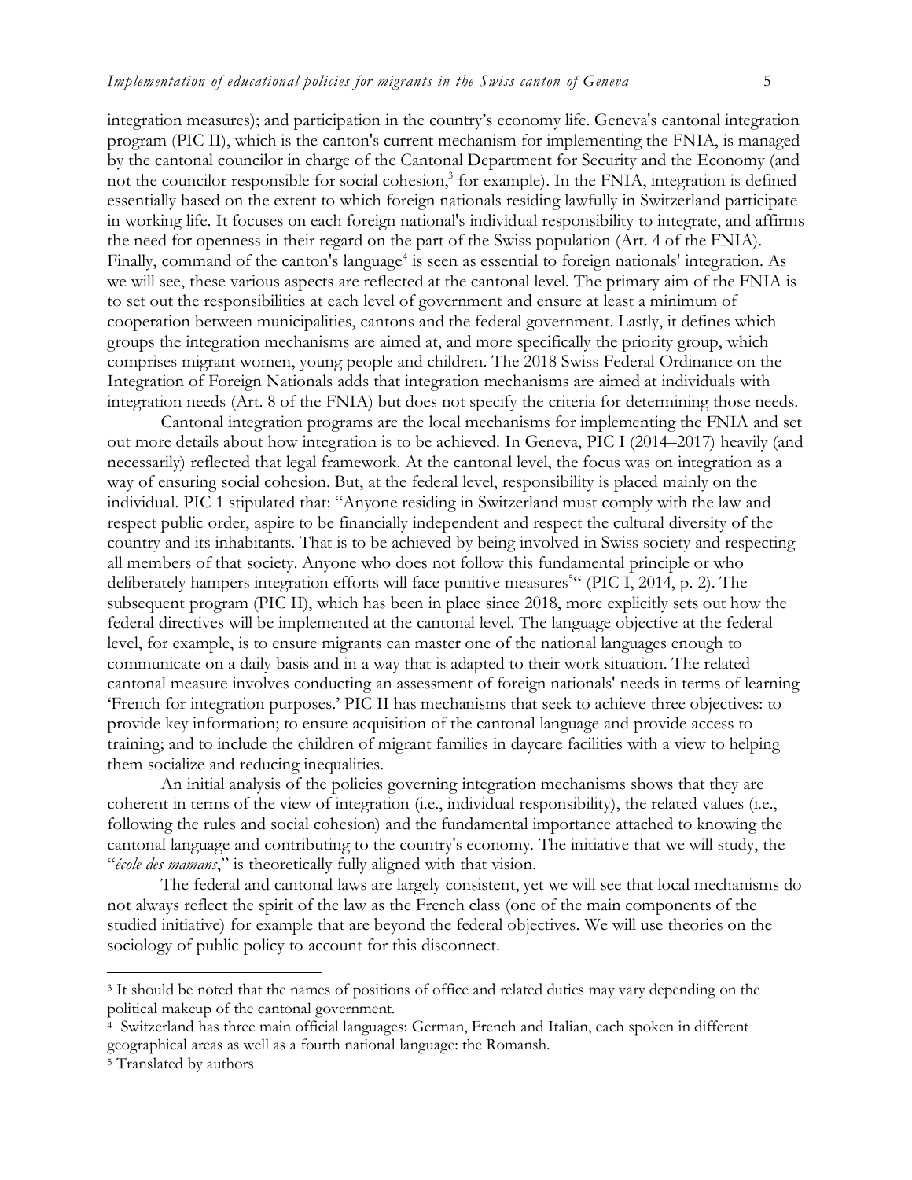integration measures); and participation in the country's economy life. Geneva's cantonal integration program (PIC II), which is the canton's current mechanism for implementing the FNIA, is managed by the cantonal councilor in charge of the Cantonal Department for Security and the Economy (and not the councilor responsible for social cohesion,[3] for example). In the FNIA, integration is defined essentially based on the extent to which foreign nationals residing lawfully in Switzerland participate in working life. It focuses on each foreign national's individual responsibility to integrate, and affirms the need for openness in their regard on the part of the Swiss population (Art. 4 of the FNIA). Finally, command of the canton's language[4] is seen as essential to foreign nationals' integration. As we will see, these various aspects are reflected at the cantonal level. The primary aim of the FNIA is to set out the responsibilities at each level of government and ensure at least a minimum of cooperation between municipalities, cantons and the federal government. Lastly, it defines which groups the integration mechanisms are aimed at, and more specifically the priority group, which comprises migrant women, young people and children. The 2018 Swiss Federal Ordinance on the Integration of Foreign Nationals adds that integration mechanisms are aimed at individuals with integration needs (Art. 8 of the FNIA) but does not specify the criteria for determining those needs.

Cantonal integration programs are the local mechanisms for implementing the FNIA and set out more details about how integration is to be achieved. In Geneva, PIC I (2014–2017) heavily (and necessarily) reflected that legal framework. At the cantonal level, the focus was on integration as a way of ensuring social cohesion. But, at the federal level, responsibility is placed mainly on the individual. PIC 1 stipulated that: "Anyone residing in Switzerland must comply with the law and respect public order, aspire to be financially independent and respect the cultural diversity of the country and its inhabitants. That is to be achieved by being involved in Swiss society and respecting all members of that society. Anyone who does not follow this fundamental principle or who deliberately hampers integration efforts will face punitive measures[5]" (PIC I, 2014, p. 2). The subsequent program (PIC II), which has been in place since 2018, more explicitly sets out how the federal directives will be implemented at the cantonal level. The language objective at the federal level, for example, is to ensure migrants can master one of the national languages enough to communicate on a daily basis and in a way that is adapted to their work situation. The related cantonal measure involves conducting an assessment of foreign nationals' needs in terms of learning 'French for integration purposes.' PIC II has mechanisms that seek to achieve three objectives: to provide key information; to ensure acquisition of the cantonal language and provide access to training; and to include the children of migrant families in daycare facilities with a view to helping them socialize and reducing inequalities.

An initial analysis of the policies governing integration mechanisms shows that they are coherent in terms of the view of integration (i.e., individual responsibility), the related values (i.e., following the rules and social cohesion) and the fundamental importance attached to knowing the cantonal language and contributing to the country's economy. The initiative that we will study, the "*école des mamans*," is theoretically fully aligned with that vision.

The federal and cantonal laws are largely consistent, yet we will see that local mechanisms do not always reflect the spirit of the law as the French class (one of the main components of the studied initiative) for example that are beyond the federal objectives. We will use theories on the sociology of public policy to account for this disconnect.

---

[3] It should be noted that the names of positions of office and related duties may vary depending on the political makeup of the cantonal government.

[4] Switzerland has three main official languages: German, French and Italian, each spoken in different geographical areas as well as a fourth national language: the Romansh.

[5] Translated by authors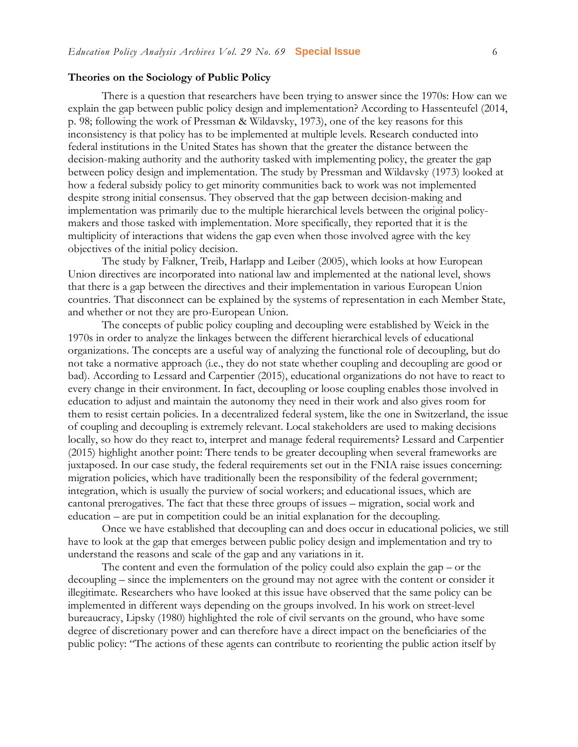### Theories on the Sociology of Public Policy

There is a question that researchers have been trying to answer since the 1970s: How can we explain the gap between public policy design and implementation? According to Hassenteufel (2014, p. 98; following the work of Pressman & Wildavsky, 1973), one of the key reasons for this inconsistency is that policy has to be implemented at multiple levels. Research conducted into federal institutions in the United States has shown that the greater the distance between the decision-making authority and the authority tasked with implementing policy, the greater the gap between policy design and implementation. The study by Pressman and Wildavsky (1973) looked at how a federal subsidy policy to get minority communities back to work was not implemented despite strong initial consensus. They observed that the gap between decision-making and implementation was primarily due to the multiple hierarchical levels between the original policy-makers and those tasked with implementation. More specifically, they reported that it is the multiplicity of interactions that widens the gap even when those involved agree with the key objectives of the initial policy decision.

The study by Falkner, Treib, Harlapp and Leiber (2005), which looks at how European Union directives are incorporated into national law and implemented at the national level, shows that there is a gap between the directives and their implementation in various European Union countries. That disconnect can be explained by the systems of representation in each Member State, and whether or not they are pro-European Union.

The concepts of public policy coupling and decoupling were established by Weick in the 1970s in order to analyze the linkages between the different hierarchical levels of educational organizations. The concepts are a useful way of analyzing the functional role of decoupling, but do not take a normative approach (i.e., they do not state whether coupling and decoupling are good or bad). According to Lessard and Carpentier (2015), educational organizations do not have to react to every change in their environment. In fact, decoupling or loose coupling enables those involved in education to adjust and maintain the autonomy they need in their work and also gives room for them to resist certain policies. In a decentralized federal system, like the one in Switzerland, the issue of coupling and decoupling is extremely relevant. Local stakeholders are used to making decisions locally, so how do they react to, interpret and manage federal requirements? Lessard and Carpentier (2015) highlight another point: There tends to be greater decoupling when several frameworks are juxtaposed. In our case study, the federal requirements set out in the FNIA raise issues concerning: migration policies, which have traditionally been the responsibility of the federal government; integration, which is usually the purview of social workers; and educational issues, which are cantonal prerogatives. The fact that these three groups of issues – migration, social work and education – are put in competition could be an initial explanation for the decoupling.

Once we have established that decoupling can and does occur in educational policies, we still have to look at the gap that emerges between public policy design and implementation and try to understand the reasons and scale of the gap and any variations in it.

The content and even the formulation of the policy could also explain the gap – or the decoupling – since the implementers on the ground may not agree with the content or consider it illegitimate. Researchers who have looked at this issue have observed that the same policy can be implemented in different ways depending on the groups involved. In his work on street-level bureaucracy, Lipsky (1980) highlighted the role of civil servants on the ground, who have some degree of discretionary power and can therefore have a direct impact on the beneficiaries of the public policy: "The actions of these agents can contribute to reorienting the public action itself by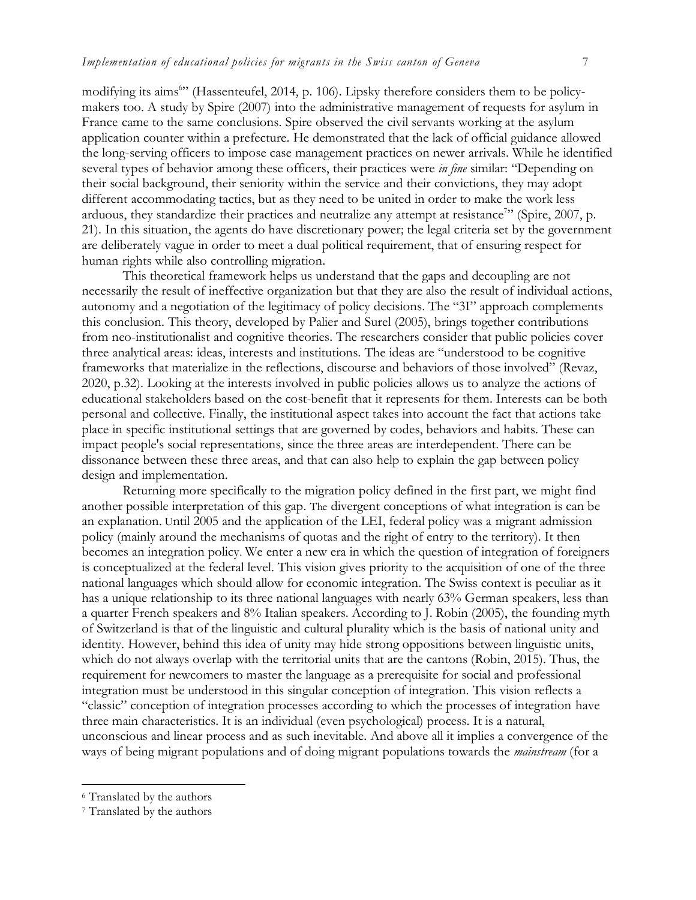modifying its aims[6]" (Hassenteufel, 2014, p. 106). Lipsky therefore considers them to be policy-makers too. A study by Spire (2007) into the administrative management of requests for asylum in France came to the same conclusions. Spire observed the civil servants working at the asylum application counter within a prefecture. He demonstrated that the lack of official guidance allowed the long-serving officers to impose case management practices on newer arrivals. While he identified several types of behavior among these officers, their practices were *in fine* similar: "Depending on their social background, their seniority within the service and their convictions, they may adopt different accommodating tactics, but as they need to be united in order to make the work less arduous, they standardize their practices and neutralize any attempt at resistance[7]" (Spire, 2007, p. 21). In this situation, the agents do have discretionary power; the legal criteria set by the government are deliberately vague in order to meet a dual political requirement, that of ensuring respect for human rights while also controlling migration.

This theoretical framework helps us understand that the gaps and decoupling are not necessarily the result of ineffective organization but that they are also the result of individual actions, autonomy and a negotiation of the legitimacy of policy decisions. The "3I" approach complements this conclusion. This theory, developed by Palier and Surel (2005), brings together contributions from neo-institutionalist and cognitive theories. The researchers consider that public policies cover three analytical areas: ideas, interests and institutions. The ideas are "understood to be cognitive frameworks that materialize in the reflections, discourse and behaviors of those involved" (Revaz, 2020, p.32). Looking at the interests involved in public policies allows us to analyze the actions of educational stakeholders based on the cost-benefit that it represents for them. Interests can be both personal and collective. Finally, the institutional aspect takes into account the fact that actions take place in specific institutional settings that are governed by codes, behaviors and habits. These can impact people's social representations, since the three areas are interdependent. There can be dissonance between these three areas, and that can also help to explain the gap between policy design and implementation.

Returning more specifically to the migration policy defined in the first part, we might find another possible interpretation of this gap. The divergent conceptions of what integration is can be an explanation. Until 2005 and the application of the LEI, federal policy was a migrant admission policy (mainly around the mechanisms of quotas and the right of entry to the territory). It then becomes an integration policy. We enter a new era in which the question of integration of foreigners is conceptualized at the federal level. This vision gives priority to the acquisition of one of the three national languages which should allow for economic integration. The Swiss context is peculiar as it has a unique relationship to its three national languages with nearly 63% German speakers, less than a quarter French speakers and 8% Italian speakers. According to J. Robin (2005), the founding myth of Switzerland is that of the linguistic and cultural plurality which is the basis of national unity and identity. However, behind this idea of unity may hide strong oppositions between linguistic units, which do not always overlap with the territorial units that are the cantons (Robin, 2015). Thus, the requirement for newcomers to master the language as a prerequisite for social and professional integration must be understood in this singular conception of integration. This vision reflects a "classic" conception of integration processes according to which the processes of integration have three main characteristics. It is an individual (even psychological) process. It is a natural, unconscious and linear process and as such inevitable. And above all it implies a convergence of the ways of being migrant populations and of doing migrant populations towards the *mainstream* (for a

[6] Translated by the authors

[7] Translated by the authors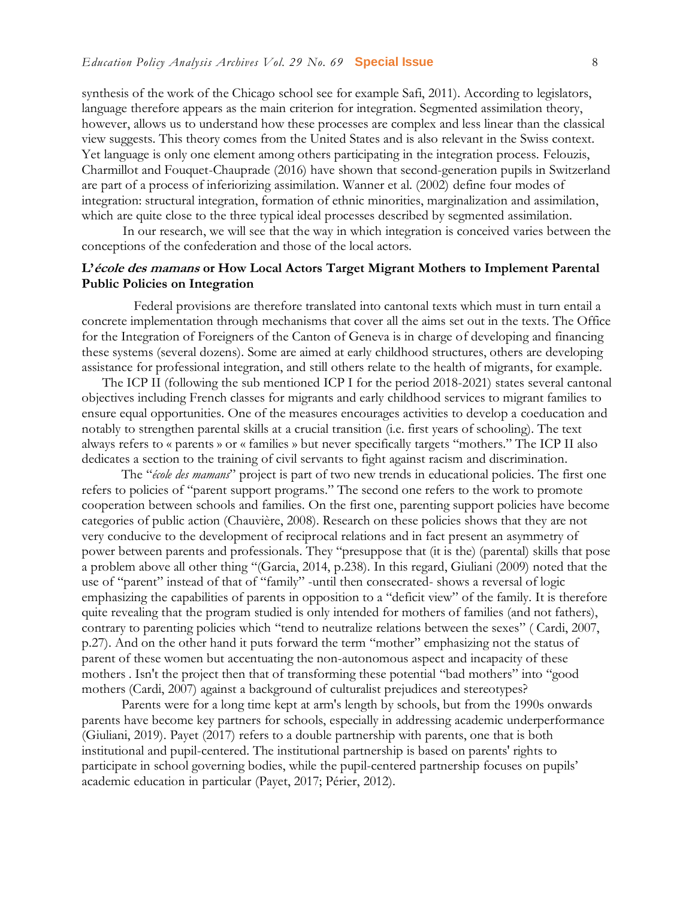synthesis of the work of the Chicago school see for example Safi, 2011). According to legislators, language therefore appears as the main criterion for integration. Segmented assimilation theory, however, allows us to understand how these processes are complex and less linear than the classical view suggests. This theory comes from the United States and is also relevant in the Swiss context. Yet language is only one element among others participating in the integration process. Felouzis, Charmillot and Fouquet-Chauprade (2016) have shown that second-generation pupils in Switzerland are part of a process of inferiorizing assimilation. Wanner et al. (2002) define four modes of integration: structural integration, formation of ethnic minorities, marginalization and assimilation, which are quite close to the three typical ideal processes described by segmented assimilation.

In our research, we will see that the way in which integration is conceived varies between the conceptions of the confederation and those of the local actors.

## L'*école des mamans* or How Local Actors Target Migrant Mothers to Implement Parental Public Policies on Integration

Federal provisions are therefore translated into cantonal texts which must in turn entail a concrete implementation through mechanisms that cover all the aims set out in the texts. The Office for the Integration of Foreigners of the Canton of Geneva is in charge of developing and financing these systems (several dozens). Some are aimed at early childhood structures, others are developing assistance for professional integration, and still others relate to the health of migrants, for example.

The ICP II (following the sub mentioned ICP I for the period 2018-2021) states several cantonal objectives including French classes for migrants and early childhood services to migrant families to ensure equal opportunities. One of the measures encourages activities to develop a coeducation and notably to strengthen parental skills at a crucial transition (i.e. first years of schooling). The text always refers to « parents » or « families » but never specifically targets "mothers." The ICP II also dedicates a section to the training of civil servants to fight against racism and discrimination.

The "*école des mamans*" project is part of two new trends in educational policies. The first one refers to policies of "parent support programs." The second one refers to the work to promote cooperation between schools and families. On the first one, parenting support policies have become categories of public action (Chauvière, 2008). Research on these policies shows that they are not very conducive to the development of reciprocal relations and in fact present an asymmetry of power between parents and professionals. They "presuppose that (it is the) (parental) skills that pose a problem above all other thing "(Garcia, 2014, p.238). In this regard, Giuliani (2009) noted that the use of "parent" instead of that of "family" -until then consecrated- shows a reversal of logic emphasizing the capabilities of parents in opposition to a "deficit view" of the family. It is therefore quite revealing that the program studied is only intended for mothers of families (and not fathers), contrary to parenting policies which "tend to neutralize relations between the sexes" ( Cardi, 2007, p.27). And on the other hand it puts forward the term "mother" emphasizing not the status of parent of these women but accentuating the non-autonomous aspect and incapacity of these mothers . Isn't the project then that of transforming these potential "bad mothers" into "good mothers (Cardi, 2007) against a background of culturalist prejudices and stereotypes?

Parents were for a long time kept at arm's length by schools, but from the 1990s onwards parents have become key partners for schools, especially in addressing academic underperformance (Giuliani, 2019). Payet (2017) refers to a double partnership with parents, one that is both institutional and pupil-centered. The institutional partnership is based on parents' rights to participate in school governing bodies, while the pupil-centered partnership focuses on pupils' academic education in particular (Payet, 2017; Périer, 2012).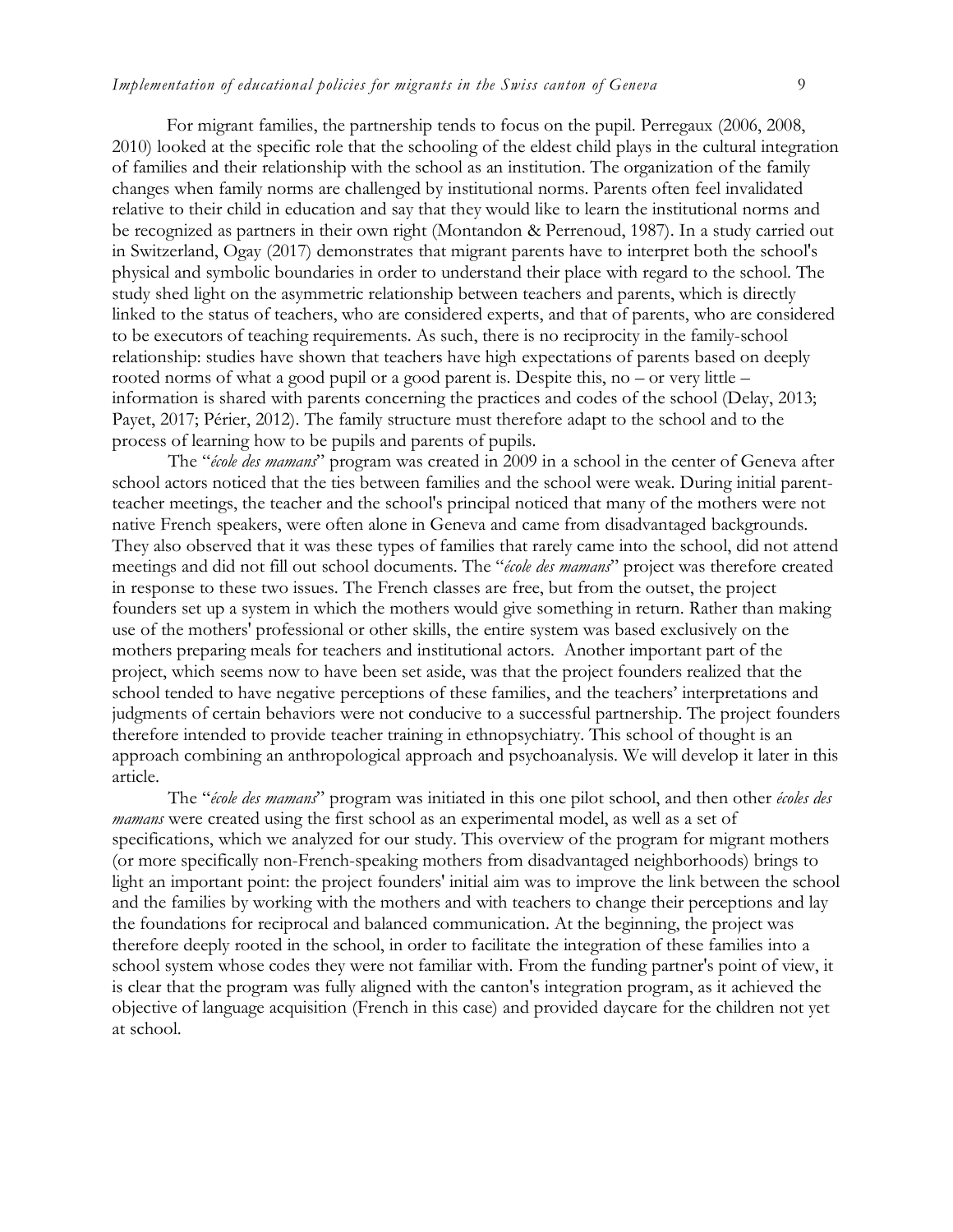For migrant families, the partnership tends to focus on the pupil. Perregaux (2006, 2008, 2010) looked at the specific role that the schooling of the eldest child plays in the cultural integration of families and their relationship with the school as an institution. The organization of the family changes when family norms are challenged by institutional norms. Parents often feel invalidated relative to their child in education and say that they would like to learn the institutional norms and be recognized as partners in their own right (Montandon & Perrenoud, 1987). In a study carried out in Switzerland, Ogay (2017) demonstrates that migrant parents have to interpret both the school's physical and symbolic boundaries in order to understand their place with regard to the school. The study shed light on the asymmetric relationship between teachers and parents, which is directly linked to the status of teachers, who are considered experts, and that of parents, who are considered to be executors of teaching requirements. As such, there is no reciprocity in the family-school relationship: studies have shown that teachers have high expectations of parents based on deeply rooted norms of what a good pupil or a good parent is. Despite this, no – or very little – information is shared with parents concerning the practices and codes of the school (Delay, 2013; Payet, 2017; Périer, 2012). The family structure must therefore adapt to the school and to the process of learning how to be pupils and parents of pupils.

The "*école des mamans*" program was created in 2009 in a school in the center of Geneva after school actors noticed that the ties between families and the school were weak. During initial parent-teacher meetings, the teacher and the school's principal noticed that many of the mothers were not native French speakers, were often alone in Geneva and came from disadvantaged backgrounds. They also observed that it was these types of families that rarely came into the school, did not attend meetings and did not fill out school documents. The "*école des mamans*" project was therefore created in response to these two issues. The French classes are free, but from the outset, the project founders set up a system in which the mothers would give something in return. Rather than making use of the mothers' professional or other skills, the entire system was based exclusively on the mothers preparing meals for teachers and institutional actors. Another important part of the project, which seems now to have been set aside, was that the project founders realized that the school tended to have negative perceptions of these families, and the teachers' interpretations and judgments of certain behaviors were not conducive to a successful partnership. The project founders therefore intended to provide teacher training in ethnopsychiatry. This school of thought is an approach combining an anthropological approach and psychoanalysis. We will develop it later in this article.

The "*école des mamans*" program was initiated in this one pilot school, and then other *écoles des mamans* were created using the first school as an experimental model, as well as a set of specifications, which we analyzed for our study. This overview of the program for migrant mothers (or more specifically non-French-speaking mothers from disadvantaged neighborhoods) brings to light an important point: the project founders' initial aim was to improve the link between the school and the families by working with the mothers and with teachers to change their perceptions and lay the foundations for reciprocal and balanced communication. At the beginning, the project was therefore deeply rooted in the school, in order to facilitate the integration of these families into a school system whose codes they were not familiar with. From the funding partner's point of view, it is clear that the program was fully aligned with the canton's integration program, as it achieved the objective of language acquisition (French in this case) and provided daycare for the children not yet at school.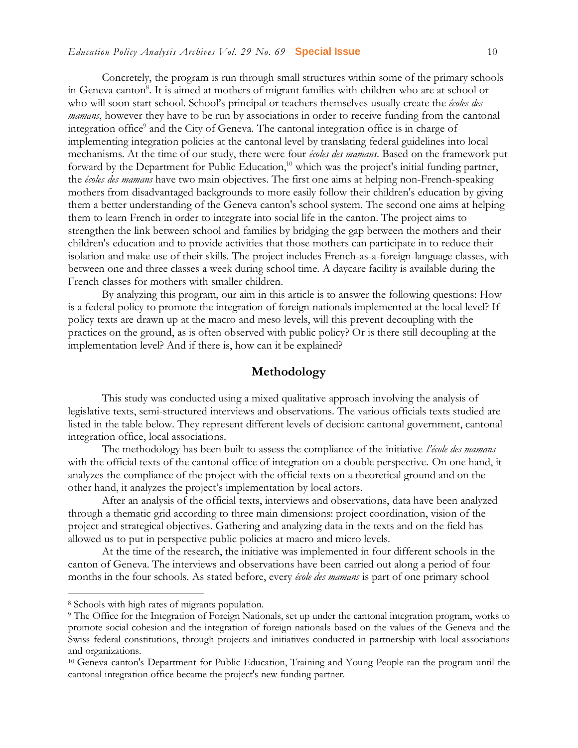Concretely, the program is run through small structures within some of the primary schools in Geneva canton[8]. It is aimed at mothers of migrant families with children who are at school or who will soon start school. School's principal or teachers themselves usually create the *écoles des mamans*, however they have to be run by associations in order to receive funding from the cantonal integration office[9] and the City of Geneva. The cantonal integration office is in charge of implementing integration policies at the cantonal level by translating federal guidelines into local mechanisms. At the time of our study, there were four *écoles des mamans*. Based on the framework put forward by the Department for Public Education,[10] which was the project's initial funding partner, the *écoles des mamans* have two main objectives. The first one aims at helping non-French-speaking mothers from disadvantaged backgrounds to more easily follow their children's education by giving them a better understanding of the Geneva canton's school system. The second one aims at helping them to learn French in order to integrate into social life in the canton. The project aims to strengthen the link between school and families by bridging the gap between the mothers and their children's education and to provide activities that those mothers can participate in to reduce their isolation and make use of their skills. The project includes French-as-a-foreign-language classes, with between one and three classes a week during school time. A daycare facility is available during the French classes for mothers with smaller children.

By analyzing this program, our aim in this article is to answer the following questions: How is a federal policy to promote the integration of foreign nationals implemented at the local level? If policy texts are drawn up at the macro and meso levels, will this prevent decoupling with the practices on the ground, as is often observed with public policy? Or is there still decoupling at the implementation level? And if there is, how can it be explained?

## Methodology

This study was conducted using a mixed qualitative approach involving the analysis of legislative texts, semi-structured interviews and observations. The various officials texts studied are listed in the table below. They represent different levels of decision: cantonal government, cantonal integration office, local associations.

The methodology has been built to assess the compliance of the initiative *l'école des mamans* with the official texts of the cantonal office of integration on a double perspective. On one hand, it analyzes the compliance of the project with the official texts on a theoretical ground and on the other hand, it analyzes the project's implementation by local actors.

After an analysis of the official texts, interviews and observations, data have been analyzed through a thematic grid according to three main dimensions: project coordination, vision of the project and strategical objectives. Gathering and analyzing data in the texts and on the field has allowed us to put in perspective public policies at macro and micro levels.

At the time of the research, the initiative was implemented in four different schools in the canton of Geneva. The interviews and observations have been carried out along a period of four months in the four schools. As stated before, every *école des mamans* is part of one primary school

---

[8] Schools with high rates of migrants population.

[9] The Office for the Integration of Foreign Nationals, set up under the cantonal integration program, works to promote social cohesion and the integration of foreign nationals based on the values of the Geneva and the Swiss federal constitutions, through projects and initiatives conducted in partnership with local associations and organizations.

[10] Geneva canton's Department for Public Education, Training and Young People ran the program until the cantonal integration office became the project's new funding partner.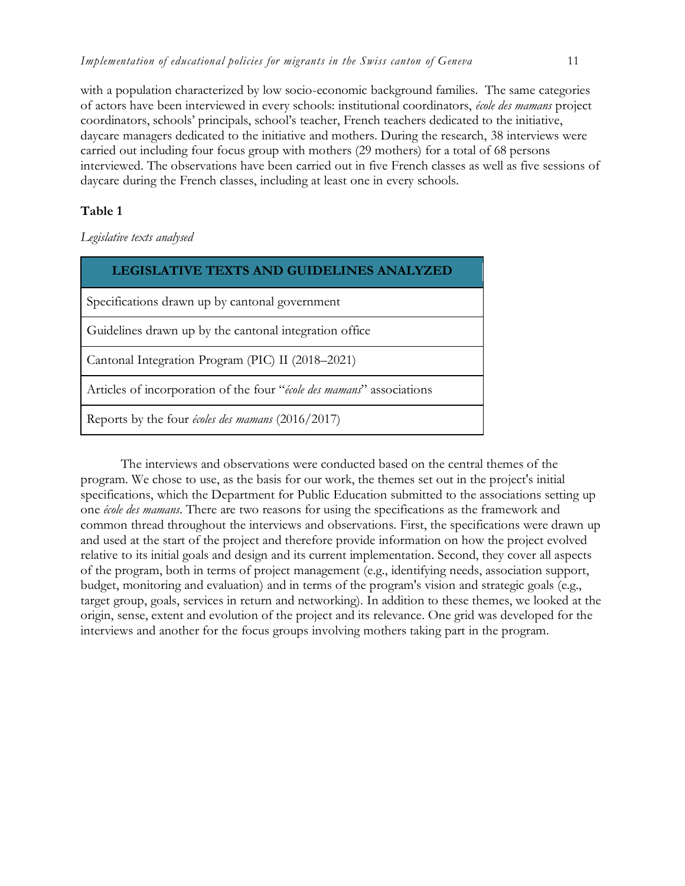with a population characterized by low socio-economic background families. The same categories of actors have been interviewed in every schools: institutional coordinators, *école des mamans* project coordinators, schools' principals, school's teacher, French teachers dedicated to the initiative, daycare managers dedicated to the initiative and mothers. During the research, 38 interviews were carried out including four focus group with mothers (29 mothers) for a total of 68 persons interviewed. The observations have been carried out in five French classes as well as five sessions of daycare during the French classes, including at least one in every schools.

**Table 1**

*Legislative texts analysed*

| LEGISLATIVE TEXTS AND GUIDELINES ANALYZED |
| --- |
| Specifications drawn up by cantonal government |
| Guidelines drawn up by the cantonal integration office |
| Cantonal Integration Program (PIC) II (2018–2021) |
| Articles of incorporation of the four "*école des mamans*" associations |
| Reports by the four *écoles des mamans* (2016/2017) |

The interviews and observations were conducted based on the central themes of the program. We chose to use, as the basis for our work, the themes set out in the project's initial specifications, which the Department for Public Education submitted to the associations setting up one *école des mamans*. There are two reasons for using the specifications as the framework and common thread throughout the interviews and observations. First, the specifications were drawn up and used at the start of the project and therefore provide information on how the project evolved relative to its initial goals and design and its current implementation. Second, they cover all aspects of the program, both in terms of project management (e.g., identifying needs, association support, budget, monitoring and evaluation) and in terms of the program's vision and strategic goals (e.g., target group, goals, services in return and networking). In addition to these themes, we looked at the origin, sense, extent and evolution of the project and its relevance. One grid was developed for the interviews and another for the focus groups involving mothers taking part in the program.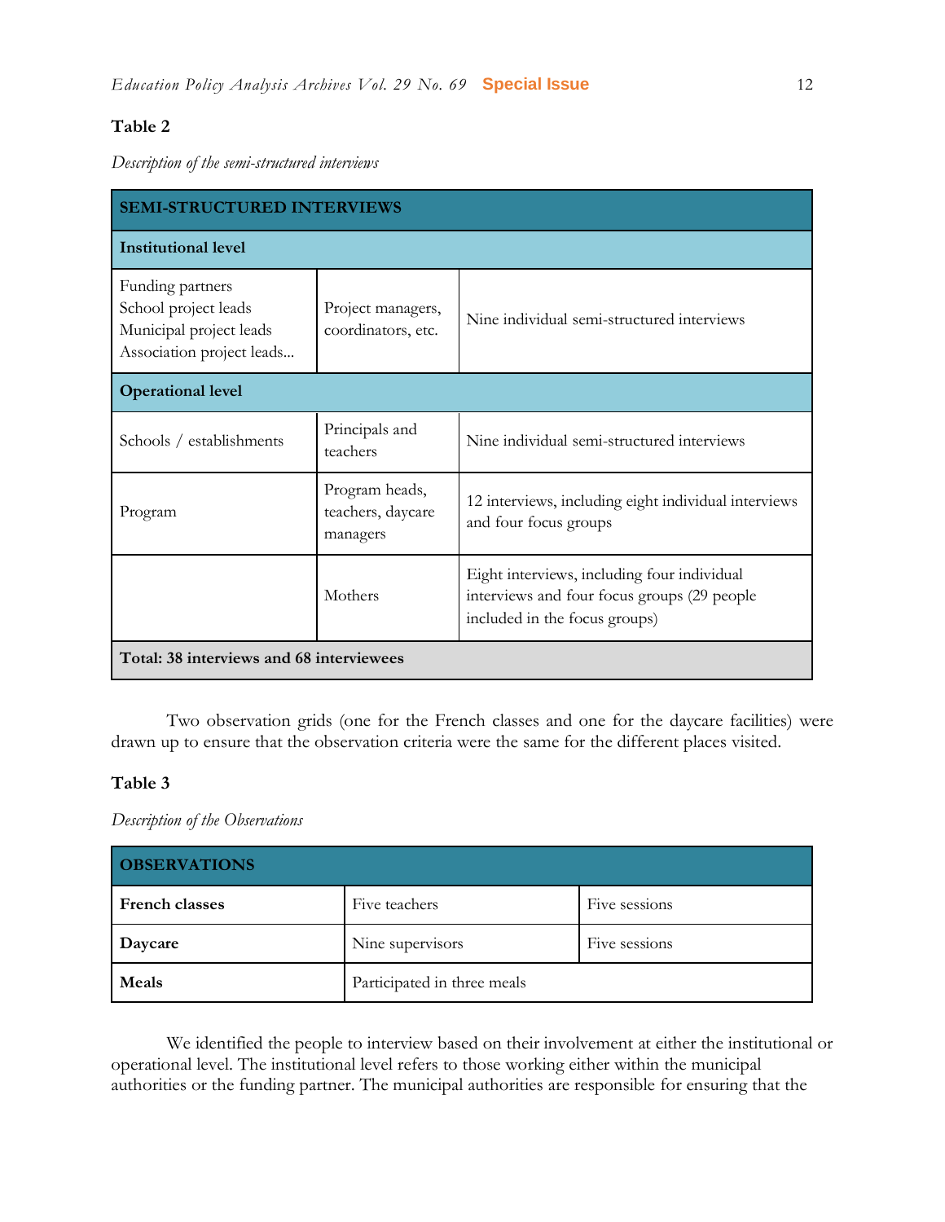**Table 2**

*Description of the semi-structured interviews*

| SEMI-STRUCTURED INTERVIEWS | | |
|---|---|---|
| **Institutional level** | | |
| Funding partners<br>School project leads<br>Municipal project leads<br>Association project leads… | Project managers, coordinators, etc. | Nine individual semi-structured interviews |
| **Operational level** | | |
| Schools / establishments | Principals and teachers | Nine individual semi-structured interviews |
| Program | Program heads, teachers, daycare managers | 12 interviews, including eight individual interviews and four focus groups |
| | Mothers | Eight interviews, including four individual interviews and four focus groups (29 people included in the focus groups) |
| **Total: 38 interviews and 68 interviewees** | | |

Two observation grids (one for the French classes and one for the daycare facilities) were drawn up to ensure that the observation criteria were the same for the different places visited.

**Table 3**

*Description of the Observations*

| OBSERVATIONS | | |
|---|---|---|
| **French classes** | Five teachers | Five sessions |
| **Daycare** | Nine supervisors | Five sessions |
| **Meals** | Participated in three meals | |

We identified the people to interview based on their involvement at either the institutional or operational level. The institutional level refers to those working either within the municipal authorities or the funding partner. The municipal authorities are responsible for ensuring that the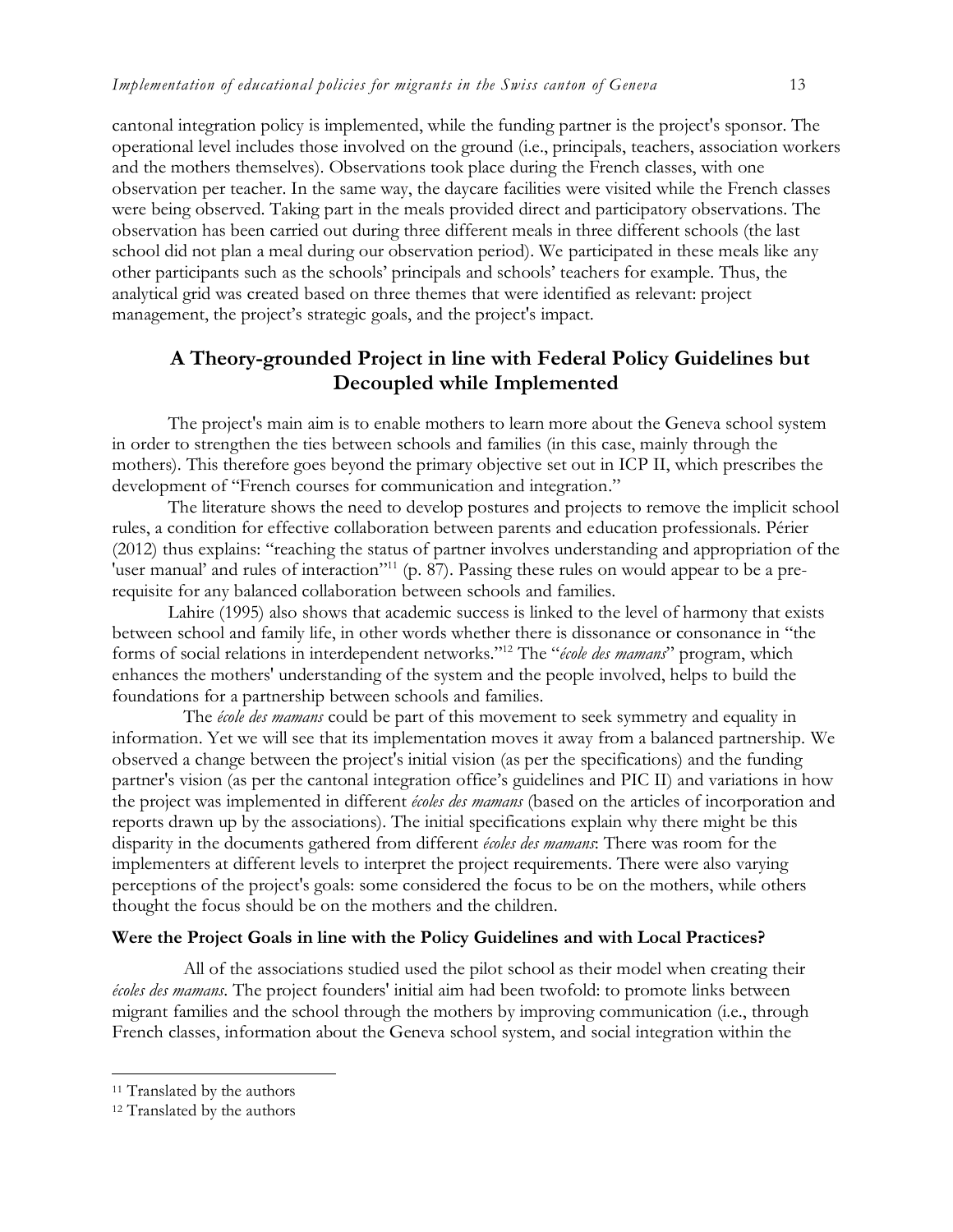cantonal integration policy is implemented, while the funding partner is the project's sponsor. The operational level includes those involved on the ground (i.e., principals, teachers, association workers and the mothers themselves). Observations took place during the French classes, with one observation per teacher. In the same way, the daycare facilities were visited while the French classes were being observed. Taking part in the meals provided direct and participatory observations. The observation has been carried out during three different meals in three different schools (the last school did not plan a meal during our observation period). We participated in these meals like any other participants such as the schools' principals and schools' teachers for example. Thus, the analytical grid was created based on three themes that were identified as relevant: project management, the project's strategic goals, and the project's impact.

## A Theory-grounded Project in line with Federal Policy Guidelines but Decoupled while Implemented

The project's main aim is to enable mothers to learn more about the Geneva school system in order to strengthen the ties between schools and families (in this case, mainly through the mothers). This therefore goes beyond the primary objective set out in ICP II, which prescribes the development of "French courses for communication and integration."

The literature shows the need to develop postures and projects to remove the implicit school rules, a condition for effective collaboration between parents and education professionals. Périer (2012) thus explains: "reaching the status of partner involves understanding and appropriation of the 'user manual' and rules of interaction"[11] (p. 87). Passing these rules on would appear to be a pre-requisite for any balanced collaboration between schools and families.

Lahire (1995) also shows that academic success is linked to the level of harmony that exists between school and family life, in other words whether there is dissonance or consonance in "the forms of social relations in interdependent networks."[12] The "*école des mamans*" program, which enhances the mothers' understanding of the system and the people involved, helps to build the foundations for a partnership between schools and families.

The *école des mamans* could be part of this movement to seek symmetry and equality in information. Yet we will see that its implementation moves it away from a balanced partnership. We observed a change between the project's initial vision (as per the specifications) and the funding partner's vision (as per the cantonal integration office's guidelines and PIC II) and variations in how the project was implemented in different *écoles des mamans* (based on the articles of incorporation and reports drawn up by the associations). The initial specifications explain why there might be this disparity in the documents gathered from different *écoles des mamans*: There was room for the implementers at different levels to interpret the project requirements. There were also varying perceptions of the project's goals: some considered the focus to be on the mothers, while others thought the focus should be on the mothers and the children.

### Were the Project Goals in line with the Policy Guidelines and with Local Practices?

All of the associations studied used the pilot school as their model when creating their *écoles des mamans*. The project founders' initial aim had been twofold: to promote links between migrant families and the school through the mothers by improving communication (i.e., through French classes, information about the Geneva school system, and social integration within the

---

[11] Translated by the authors

[12] Translated by the authors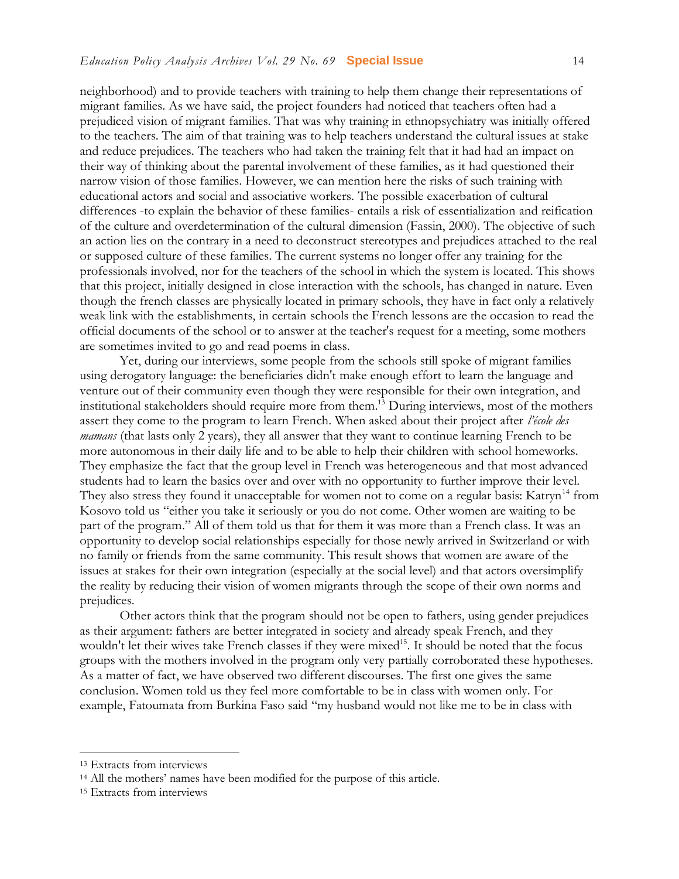neighborhood) and to provide teachers with training to help them change their representations of migrant families. As we have said, the project founders had noticed that teachers often had a prejudiced vision of migrant families. That was why training in ethnopsychiatry was initially offered to the teachers. The aim of that training was to help teachers understand the cultural issues at stake and reduce prejudices. The teachers who had taken the training felt that it had had an impact on their way of thinking about the parental involvement of these families, as it had questioned their narrow vision of those families. However, we can mention here the risks of such training with educational actors and social and associative workers. The possible exacerbation of cultural differences -to explain the behavior of these families- entails a risk of essentialization and reification of the culture and overdetermination of the cultural dimension (Fassin, 2000). The objective of such an action lies on the contrary in a need to deconstruct stereotypes and prejudices attached to the real or supposed culture of these families. The current systems no longer offer any training for the professionals involved, nor for the teachers of the school in which the system is located. This shows that this project, initially designed in close interaction with the schools, has changed in nature. Even though the french classes are physically located in primary schools, they have in fact only a relatively weak link with the establishments, in certain schools the French lessons are the occasion to read the official documents of the school or to answer at the teacher's request for a meeting, some mothers are sometimes invited to go and read poems in class.

Yet, during our interviews, some people from the schools still spoke of migrant families using derogatory language: the beneficiaries didn't make enough effort to learn the language and venture out of their community even though they were responsible for their own integration, and institutional stakeholders should require more from them.[13] During interviews, most of the mothers assert they come to the program to learn French. When asked about their project after *l'école des mamans* (that lasts only 2 years), they all answer that they want to continue learning French to be more autonomous in their daily life and to be able to help their children with school homeworks. They emphasize the fact that the group level in French was heterogeneous and that most advanced students had to learn the basics over and over with no opportunity to further improve their level. They also stress they found it unacceptable for women not to come on a regular basis: Katryn[14] from Kosovo told us "either you take it seriously or you do not come. Other women are waiting to be part of the program." All of them told us that for them it was more than a French class. It was an opportunity to develop social relationships especially for those newly arrived in Switzerland or with no family or friends from the same community. This result shows that women are aware of the issues at stakes for their own integration (especially at the social level) and that actors oversimplify the reality by reducing their vision of women migrants through the scope of their own norms and prejudices.

Other actors think that the program should not be open to fathers, using gender prejudices as their argument: fathers are better integrated in society and already speak French, and they wouldn't let their wives take French classes if they were mixed[15]. It should be noted that the focus groups with the mothers involved in the program only very partially corroborated these hypotheses. As a matter of fact, we have observed two different discourses. The first one gives the same conclusion. Women told us they feel more comfortable to be in class with women only. For example, Fatoumata from Burkina Faso said "my husband would not like me to be in class with

---

[13] Extracts from interviews

[14] All the mothers' names have been modified for the purpose of this article.

[15] Extracts from interviews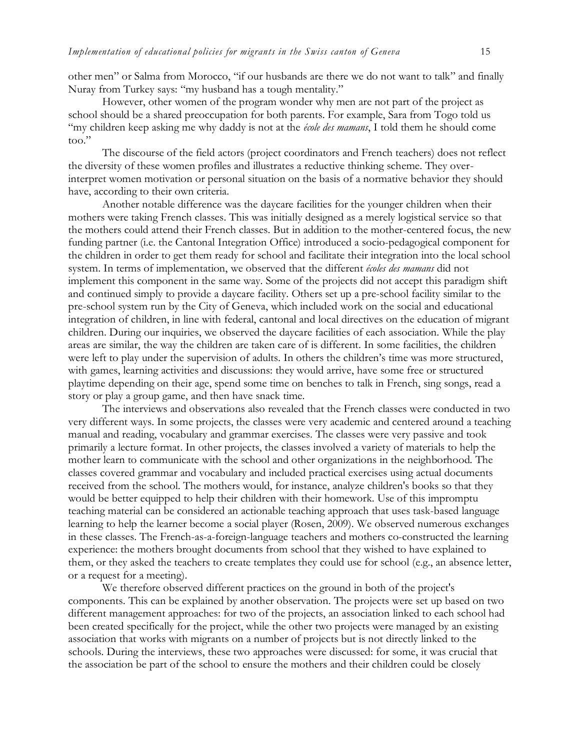other men" or Salma from Morocco, "if our husbands are there we do not want to talk" and finally Nuray from Turkey says: "my husband has a tough mentality."

However, other women of the program wonder why men are not part of the project as school should be a shared preoccupation for both parents. For example, Sara from Togo told us "my children keep asking me why daddy is not at the *école des mamans*, I told them he should come too."

The discourse of the field actors (project coordinators and French teachers) does not reflect the diversity of these women profiles and illustrates a reductive thinking scheme. They over-interpret women motivation or personal situation on the basis of a normative behavior they should have, according to their own criteria.

Another notable difference was the daycare facilities for the younger children when their mothers were taking French classes. This was initially designed as a merely logistical service so that the mothers could attend their French classes. But in addition to the mother-centered focus, the new funding partner (i.e. the Cantonal Integration Office) introduced a socio-pedagogical component for the children in order to get them ready for school and facilitate their integration into the local school system. In terms of implementation, we observed that the different *écoles des mamans* did not implement this component in the same way. Some of the projects did not accept this paradigm shift and continued simply to provide a daycare facility. Others set up a pre-school facility similar to the pre-school system run by the City of Geneva, which included work on the social and educational integration of children, in line with federal, cantonal and local directives on the education of migrant children. During our inquiries, we observed the daycare facilities of each association. While the play areas are similar, the way the children are taken care of is different. In some facilities, the children were left to play under the supervision of adults. In others the children's time was more structured, with games, learning activities and discussions: they would arrive, have some free or structured playtime depending on their age, spend some time on benches to talk in French, sing songs, read a story or play a group game, and then have snack time.

The interviews and observations also revealed that the French classes were conducted in two very different ways. In some projects, the classes were very academic and centered around a teaching manual and reading, vocabulary and grammar exercises. The classes were very passive and took primarily a lecture format. In other projects, the classes involved a variety of materials to help the mother learn to communicate with the school and other organizations in the neighborhood. The classes covered grammar and vocabulary and included practical exercises using actual documents received from the school. The mothers would, for instance, analyze children's books so that they would be better equipped to help their children with their homework. Use of this impromptu teaching material can be considered an actionable teaching approach that uses task-based language learning to help the learner become a social player (Rosen, 2009). We observed numerous exchanges in these classes. The French-as-a-foreign-language teachers and mothers co-constructed the learning experience: the mothers brought documents from school that they wished to have explained to them, or they asked the teachers to create templates they could use for school (e.g., an absence letter, or a request for a meeting).

We therefore observed different practices on the ground in both of the project's components. This can be explained by another observation. The projects were set up based on two different management approaches: for two of the projects, an association linked to each school had been created specifically for the project, while the other two projects were managed by an existing association that works with migrants on a number of projects but is not directly linked to the schools. During the interviews, these two approaches were discussed: for some, it was crucial that the association be part of the school to ensure the mothers and their children could be closely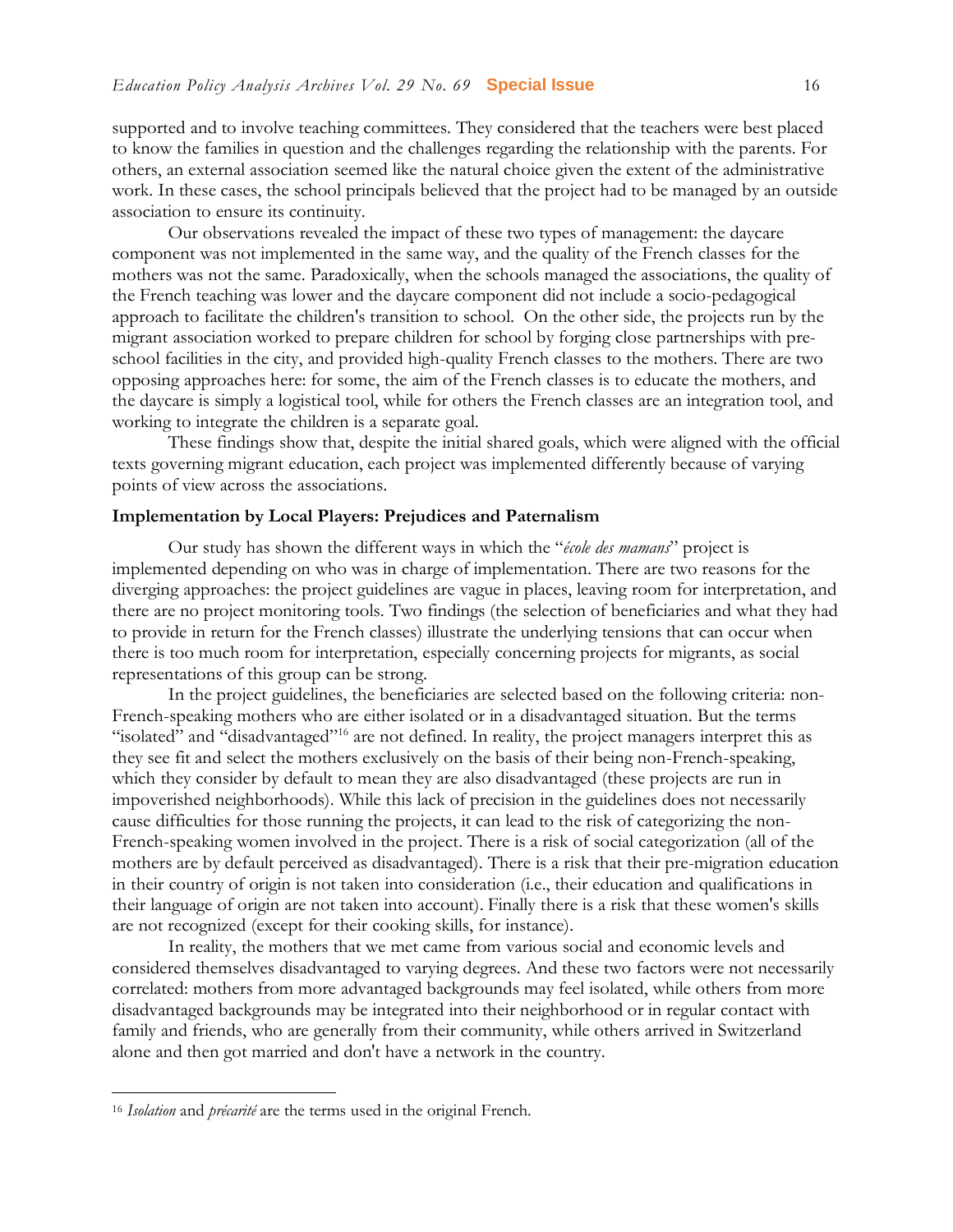supported and to involve teaching committees. They considered that the teachers were best placed to know the families in question and the challenges regarding the relationship with the parents. For others, an external association seemed like the natural choice given the extent of the administrative work. In these cases, the school principals believed that the project had to be managed by an outside association to ensure its continuity.

Our observations revealed the impact of these two types of management: the daycare component was not implemented in the same way, and the quality of the French classes for the mothers was not the same. Paradoxically, when the schools managed the associations, the quality of the French teaching was lower and the daycare component did not include a socio-pedagogical approach to facilitate the children's transition to school. On the other side, the projects run by the migrant association worked to prepare children for school by forging close partnerships with pre-school facilities in the city, and provided high-quality French classes to the mothers. There are two opposing approaches here: for some, the aim of the French classes is to educate the mothers, and the daycare is simply a logistical tool, while for others the French classes are an integration tool, and working to integrate the children is a separate goal.

These findings show that, despite the initial shared goals, which were aligned with the official texts governing migrant education, each project was implemented differently because of varying points of view across the associations.

### Implementation by Local Players: Prejudices and Paternalism

Our study has shown the different ways in which the "*école des mamans*" project is implemented depending on who was in charge of implementation. There are two reasons for the diverging approaches: the project guidelines are vague in places, leaving room for interpretation, and there are no project monitoring tools. Two findings (the selection of beneficiaries and what they had to provide in return for the French classes) illustrate the underlying tensions that can occur when there is too much room for interpretation, especially concerning projects for migrants, as social representations of this group can be strong.

In the project guidelines, the beneficiaries are selected based on the following criteria: non-French-speaking mothers who are either isolated or in a disadvantaged situation. But the terms "isolated" and "disadvantaged"[16] are not defined. In reality, the project managers interpret this as they see fit and select the mothers exclusively on the basis of their being non-French-speaking, which they consider by default to mean they are also disadvantaged (these projects are run in impoverished neighborhoods). While this lack of precision in the guidelines does not necessarily cause difficulties for those running the projects, it can lead to the risk of categorizing the non-French-speaking women involved in the project. There is a risk of social categorization (all of the mothers are by default perceived as disadvantaged). There is a risk that their pre-migration education in their country of origin is not taken into consideration (i.e., their education and qualifications in their language of origin are not taken into account). Finally there is a risk that these women's skills are not recognized (except for their cooking skills, for instance).

In reality, the mothers that we met came from various social and economic levels and considered themselves disadvantaged to varying degrees. And these two factors were not necessarily correlated: mothers from more advantaged backgrounds may feel isolated, while others from more disadvantaged backgrounds may be integrated into their neighborhood or in regular contact with family and friends, who are generally from their community, while others arrived in Switzerland alone and then got married and don't have a network in the country.

---

[16] *Isolation* and *précarité* are the terms used in the original French.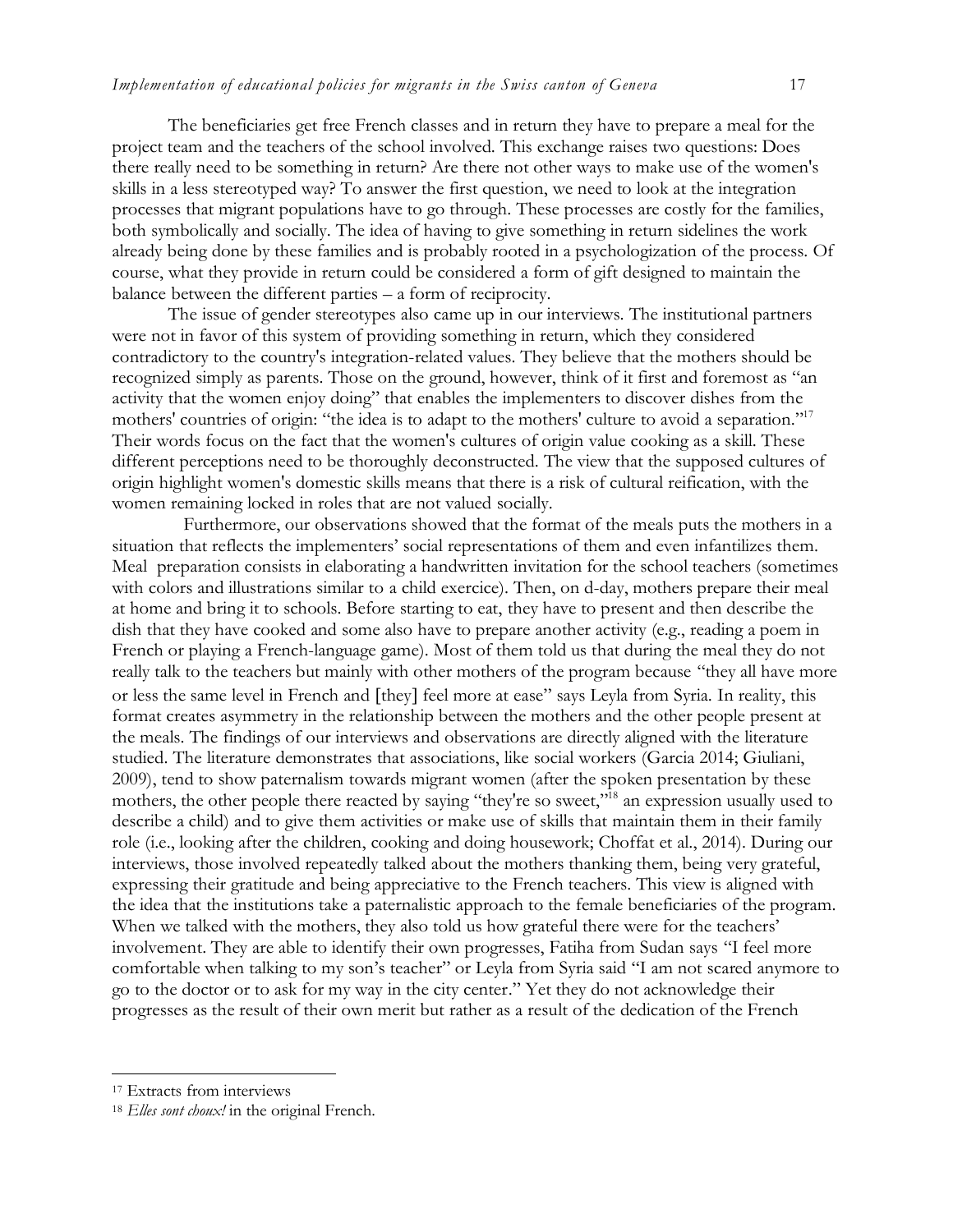The beneficiaries get free French classes and in return they have to prepare a meal for the project team and the teachers of the school involved. This exchange raises two questions: Does there really need to be something in return? Are there not other ways to make use of the women's skills in a less stereotyped way? To answer the first question, we need to look at the integration processes that migrant populations have to go through. These processes are costly for the families, both symbolically and socially. The idea of having to give something in return sidelines the work already being done by these families and is probably rooted in a psychologization of the process. Of course, what they provide in return could be considered a form of gift designed to maintain the balance between the different parties – a form of reciprocity.

The issue of gender stereotypes also came up in our interviews. The institutional partners were not in favor of this system of providing something in return, which they considered contradictory to the country's integration-related values. They believe that the mothers should be recognized simply as parents. Those on the ground, however, think of it first and foremost as "an activity that the women enjoy doing" that enables the implementers to discover dishes from the mothers' countries of origin: "the idea is to adapt to the mothers' culture to avoid a separation."[17] Their words focus on the fact that the women's cultures of origin value cooking as a skill. These different perceptions need to be thoroughly deconstructed. The view that the supposed cultures of origin highlight women's domestic skills means that there is a risk of cultural reification, with the women remaining locked in roles that are not valued socially.

Furthermore, our observations showed that the format of the meals puts the mothers in a situation that reflects the implementers' social representations of them and even infantilizes them. Meal preparation consists in elaborating a handwritten invitation for the school teachers (sometimes with colors and illustrations similar to a child exercice). Then, on d-day, mothers prepare their meal at home and bring it to schools. Before starting to eat, they have to present and then describe the dish that they have cooked and some also have to prepare another activity (e.g., reading a poem in French or playing a French-language game). Most of them told us that during the meal they do not really talk to the teachers but mainly with other mothers of the program because "they all have more or less the same level in French and [they] feel more at ease" says Leyla from Syria. In reality, this format creates asymmetry in the relationship between the mothers and the other people present at the meals. The findings of our interviews and observations are directly aligned with the literature studied. The literature demonstrates that associations, like social workers (Garcia 2014; Giuliani, 2009), tend to show paternalism towards migrant women (after the spoken presentation by these mothers, the other people there reacted by saying "they're so sweet,"[18] an expression usually used to describe a child) and to give them activities or make use of skills that maintain them in their family role (i.e., looking after the children, cooking and doing housework; Choffat et al., 2014). During our interviews, those involved repeatedly talked about the mothers thanking them, being very grateful, expressing their gratitude and being appreciative to the French teachers. This view is aligned with the idea that the institutions take a paternalistic approach to the female beneficiaries of the program. When we talked with the mothers, they also told us how grateful there were for the teachers' involvement. They are able to identify their own progresses, Fatiha from Sudan says "I feel more comfortable when talking to my son's teacher" or Leyla from Syria said "I am not scared anymore to go to the doctor or to ask for my way in the city center." Yet they do not acknowledge their progresses as the result of their own merit but rather as a result of the dedication of the French

---

[17] Extracts from interviews

[18] *Elles sont choux!* in the original French.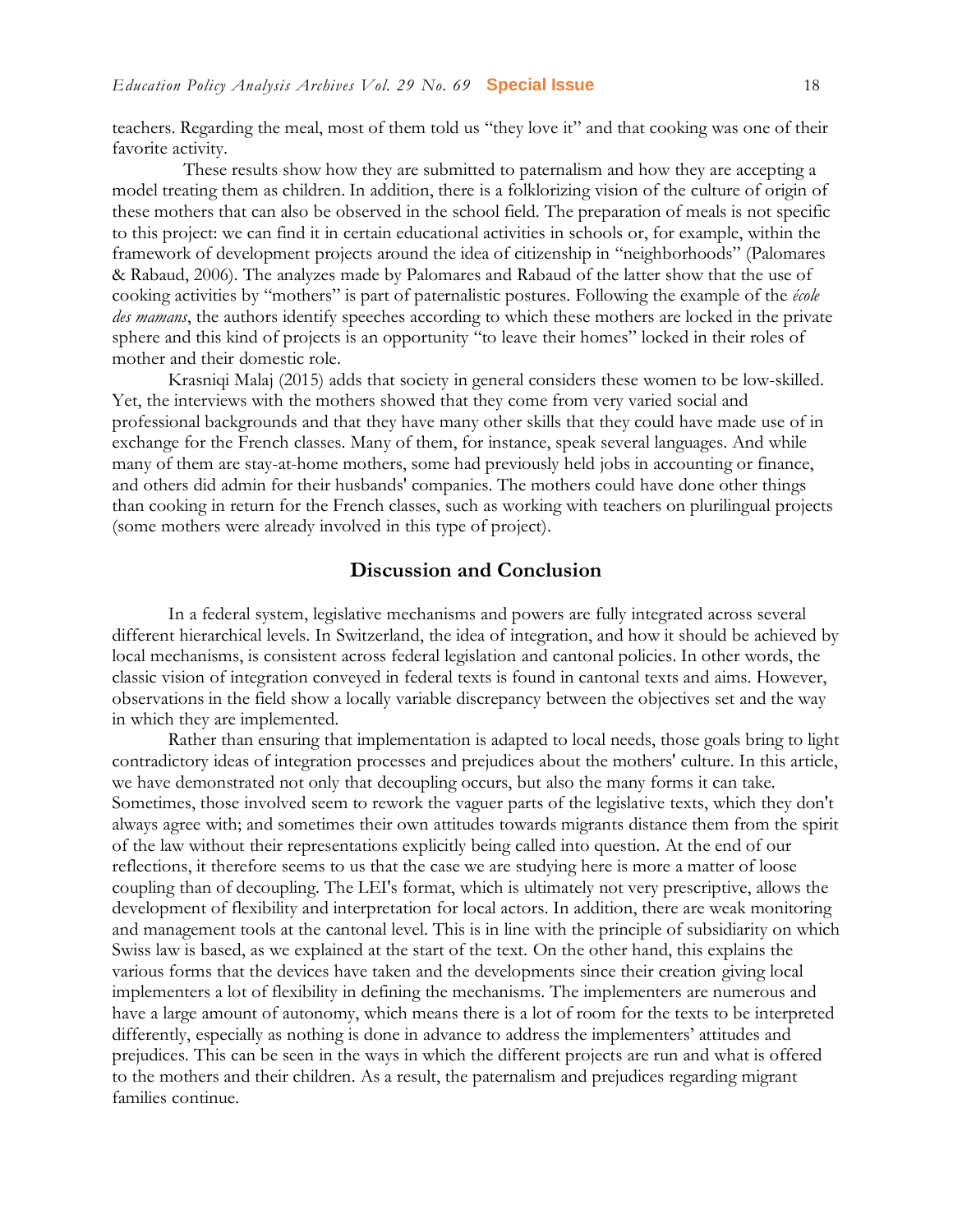teachers. Regarding the meal, most of them told us "they love it" and that cooking was one of their favorite activity.

These results show how they are submitted to paternalism and how they are accepting a model treating them as children. In addition, there is a folklorizing vision of the culture of origin of these mothers that can also be observed in the school field. The preparation of meals is not specific to this project: we can find it in certain educational activities in schools or, for example, within the framework of development projects around the idea of citizenship in "neighborhoods" (Palomares & Rabaud, 2006). The analyzes made by Palomares and Rabaud of the latter show that the use of cooking activities by "mothers" is part of paternalistic postures. Following the example of the *école des mamans*, the authors identify speeches according to which these mothers are locked in the private sphere and this kind of projects is an opportunity "to leave their homes" locked in their roles of mother and their domestic role.

Krasniqi Malaj (2015) adds that society in general considers these women to be low-skilled. Yet, the interviews with the mothers showed that they come from very varied social and professional backgrounds and that they have many other skills that they could have made use of in exchange for the French classes. Many of them, for instance, speak several languages. And while many of them are stay-at-home mothers, some had previously held jobs in accounting or finance, and others did admin for their husbands' companies. The mothers could have done other things than cooking in return for the French classes, such as working with teachers on plurilingual projects (some mothers were already involved in this type of project).

## Discussion and Conclusion

In a federal system, legislative mechanisms and powers are fully integrated across several different hierarchical levels. In Switzerland, the idea of integration, and how it should be achieved by local mechanisms, is consistent across federal legislation and cantonal policies. In other words, the classic vision of integration conveyed in federal texts is found in cantonal texts and aims. However, observations in the field show a locally variable discrepancy between the objectives set and the way in which they are implemented.

Rather than ensuring that implementation is adapted to local needs, those goals bring to light contradictory ideas of integration processes and prejudices about the mothers' culture. In this article, we have demonstrated not only that decoupling occurs, but also the many forms it can take. Sometimes, those involved seem to rework the vaguer parts of the legislative texts, which they don't always agree with; and sometimes their own attitudes towards migrants distance them from the spirit of the law without their representations explicitly being called into question. At the end of our reflections, it therefore seems to us that the case we are studying here is more a matter of loose coupling than of decoupling. The LEI's format, which is ultimately not very prescriptive, allows the development of flexibility and interpretation for local actors. In addition, there are weak monitoring and management tools at the cantonal level. This is in line with the principle of subsidiarity on which Swiss law is based, as we explained at the start of the text. On the other hand, this explains the various forms that the devices have taken and the developments since their creation giving local implementers a lot of flexibility in defining the mechanisms. The implementers are numerous and have a large amount of autonomy, which means there is a lot of room for the texts to be interpreted differently, especially as nothing is done in advance to address the implementers' attitudes and prejudices. This can be seen in the ways in which the different projects are run and what is offered to the mothers and their children. As a result, the paternalism and prejudices regarding migrant families continue.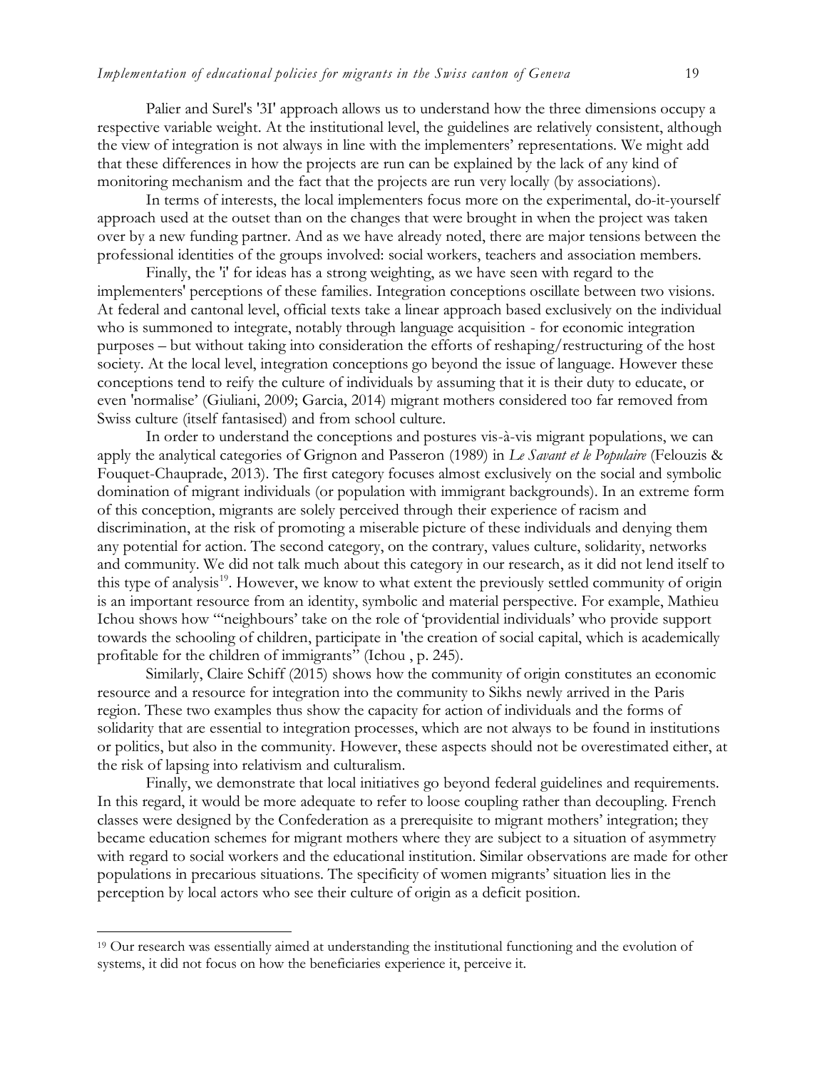Palier and Surel's '3I' approach allows us to understand how the three dimensions occupy a respective variable weight. At the institutional level, the guidelines are relatively consistent, although the view of integration is not always in line with the implementers' representations. We might add that these differences in how the projects are run can be explained by the lack of any kind of monitoring mechanism and the fact that the projects are run very locally (by associations).

In terms of interests, the local implementers focus more on the experimental, do-it-yourself approach used at the outset than on the changes that were brought in when the project was taken over by a new funding partner. And as we have already noted, there are major tensions between the professional identities of the groups involved: social workers, teachers and association members.

Finally, the 'i' for ideas has a strong weighting, as we have seen with regard to the implementers' perceptions of these families. Integration conceptions oscillate between two visions. At federal and cantonal level, official texts take a linear approach based exclusively on the individual who is summoned to integrate, notably through language acquisition - for economic integration purposes – but without taking into consideration the efforts of reshaping/restructuring of the host society. At the local level, integration conceptions go beyond the issue of language. However these conceptions tend to reify the culture of individuals by assuming that it is their duty to educate, or even 'normalise' (Giuliani, 2009; Garcia, 2014) migrant mothers considered too far removed from Swiss culture (itself fantasised) and from school culture.

In order to understand the conceptions and postures vis-à-vis migrant populations, we can apply the analytical categories of Grignon and Passeron (1989) in *Le Savant et le Populaire* (Felouzis & Fouquet-Chauprade, 2013). The first category focuses almost exclusively on the social and symbolic domination of migrant individuals (or population with immigrant backgrounds). In an extreme form of this conception, migrants are solely perceived through their experience of racism and discrimination, at the risk of promoting a miserable picture of these individuals and denying them any potential for action. The second category, on the contrary, values culture, solidarity, networks and community. We did not talk much about this category in our research, as it did not lend itself to this type of analysis[19]. However, we know to what extent the previously settled community of origin is an important resource from an identity, symbolic and material perspective. For example, Mathieu Ichou shows how "'neighbours' take on the role of 'providential individuals' who provide support towards the schooling of children, participate in 'the creation of social capital, which is academically profitable for the children of immigrants" (Ichou , p. 245).

Similarly, Claire Schiff (2015) shows how the community of origin constitutes an economic resource and a resource for integration into the community to Sikhs newly arrived in the Paris region. These two examples thus show the capacity for action of individuals and the forms of solidarity that are essential to integration processes, which are not always to be found in institutions or politics, but also in the community. However, these aspects should not be overestimated either, at the risk of lapsing into relativism and culturalism.

Finally, we demonstrate that local initiatives go beyond federal guidelines and requirements. In this regard, it would be more adequate to refer to loose coupling rather than decoupling. French classes were designed by the Confederation as a prerequisite to migrant mothers' integration; they became education schemes for migrant mothers where they are subject to a situation of asymmetry with regard to social workers and the educational institution. Similar observations are made for other populations in precarious situations. The specificity of women migrants' situation lies in the perception by local actors who see their culture of origin as a deficit position.

[19] Our research was essentially aimed at understanding the institutional functioning and the evolution of systems, it did not focus on how the beneficiaries experience it, perceive it.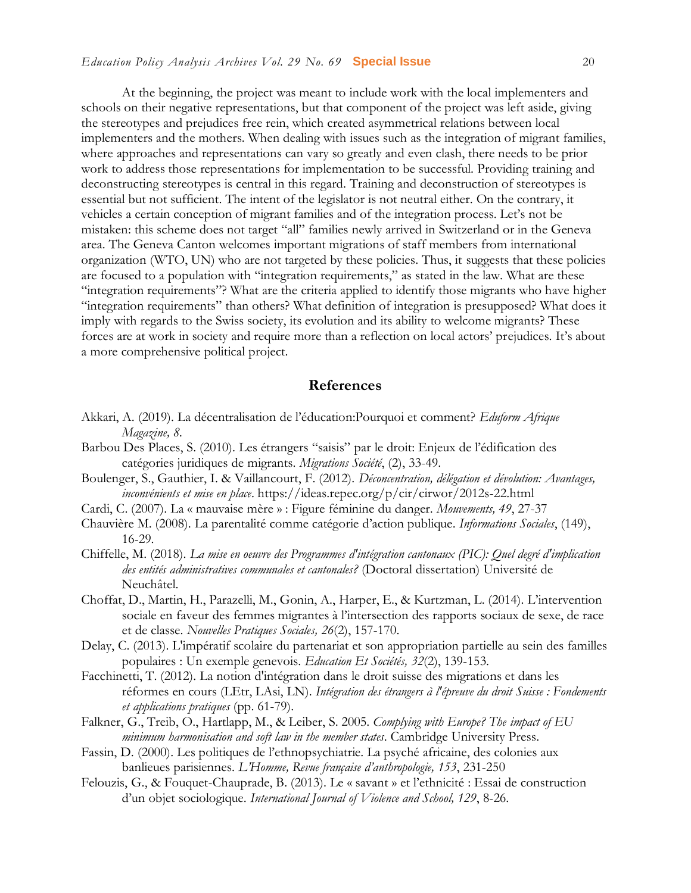At the beginning, the project was meant to include work with the local implementers and schools on their negative representations, but that component of the project was left aside, giving the stereotypes and prejudices free rein, which created asymmetrical relations between local implementers and the mothers. When dealing with issues such as the integration of migrant families, where approaches and representations can vary so greatly and even clash, there needs to be prior work to address those representations for implementation to be successful. Providing training and deconstructing stereotypes is central in this regard. Training and deconstruction of stereotypes is essential but not sufficient. The intent of the legislator is not neutral either. On the contrary, it vehicles a certain conception of migrant families and of the integration process. Let's not be mistaken: this scheme does not target "all" families newly arrived in Switzerland or in the Geneva area. The Geneva Canton welcomes important migrations of staff members from international organization (WTO, UN) who are not targeted by these policies. Thus, it suggests that these policies are focused to a population with "integration requirements," as stated in the law. What are these "integration requirements"? What are the criteria applied to identify those migrants who have higher "integration requirements" than others? What definition of integration is presupposed? What does it imply with regards to the Swiss society, its evolution and its ability to welcome migrants? These forces are at work in society and require more than a reflection on local actors' prejudices. It's about a more comprehensive political project.

## References

Akkari, A. (2019). La décentralisation de l'éducation:Pourquoi et comment? *Eduform Afrique Magazine, 8*.

Barbou Des Places, S. (2010). Les étrangers "saisis" par le droit: Enjeux de l'édification des catégories juridiques de migrants. *Migrations Société*, (2), 33-49.

Boulenger, S., Gauthier, I. & Vaillancourt, F. (2012). *Déconcentration, délégation et dévolution: Avantages, inconvénients et mise en place*. https://ideas.repec.org/p/cir/cirwor/2012s-22.html

Cardi, C. (2007). La « mauvaise mère » : Figure féminine du danger. *Mouvements, 49*, 27-37

Chauvière M. (2008). La parentalité comme catégorie d'action publique. *Informations Sociales*, (149), 16-29.

Chiffelle, M. (2018). *La mise en oeuvre des Programmes d'intégration cantonaux (PIC): Quel degré d'implication des entités administratives communales et cantonales?* (Doctoral dissertation) Université de Neuchâtel.

Choffat, D., Martin, H., Parazelli, M., Gonin, A., Harper, E., & Kurtzman, L. (2014). L'intervention sociale en faveur des femmes migrantes à l'intersection des rapports sociaux de sexe, de race et de classe. *Nouvelles Pratiques Sociales, 26*(2), 157-170.

Delay, C. (2013). L'impératif scolaire du partenariat et son appropriation partielle au sein des familles populaires : Un exemple genevois. *Education Et Sociétés, 32*(2), 139-153.

Facchinetti, T. (2012). La notion d'intégration dans le droit suisse des migrations et dans les réformes en cours (LEtr, LAsi, LN). *Intégration des étrangers à l'épreuve du droit Suisse : Fondements et applications pratiques* (pp. 61-79).

Falkner, G., Treib, O., Hartlapp, M., & Leiber, S. 2005. *Complying with Europe? The impact of EU minimum harmonisation and soft law in the member states*. Cambridge University Press.

Fassin, D. (2000). Les politiques de l'ethnopsychiatrie. La psyché africaine, des colonies aux banlieues parisiennes. *L'Homme, Revue française d'anthropologie, 153*, 231-250

Felouzis, G., & Fouquet-Chauprade, B. (2013). Le « savant » et l'ethnicité : Essai de construction d'un objet sociologique. *International Journal of Violence and School, 129*, 8-26.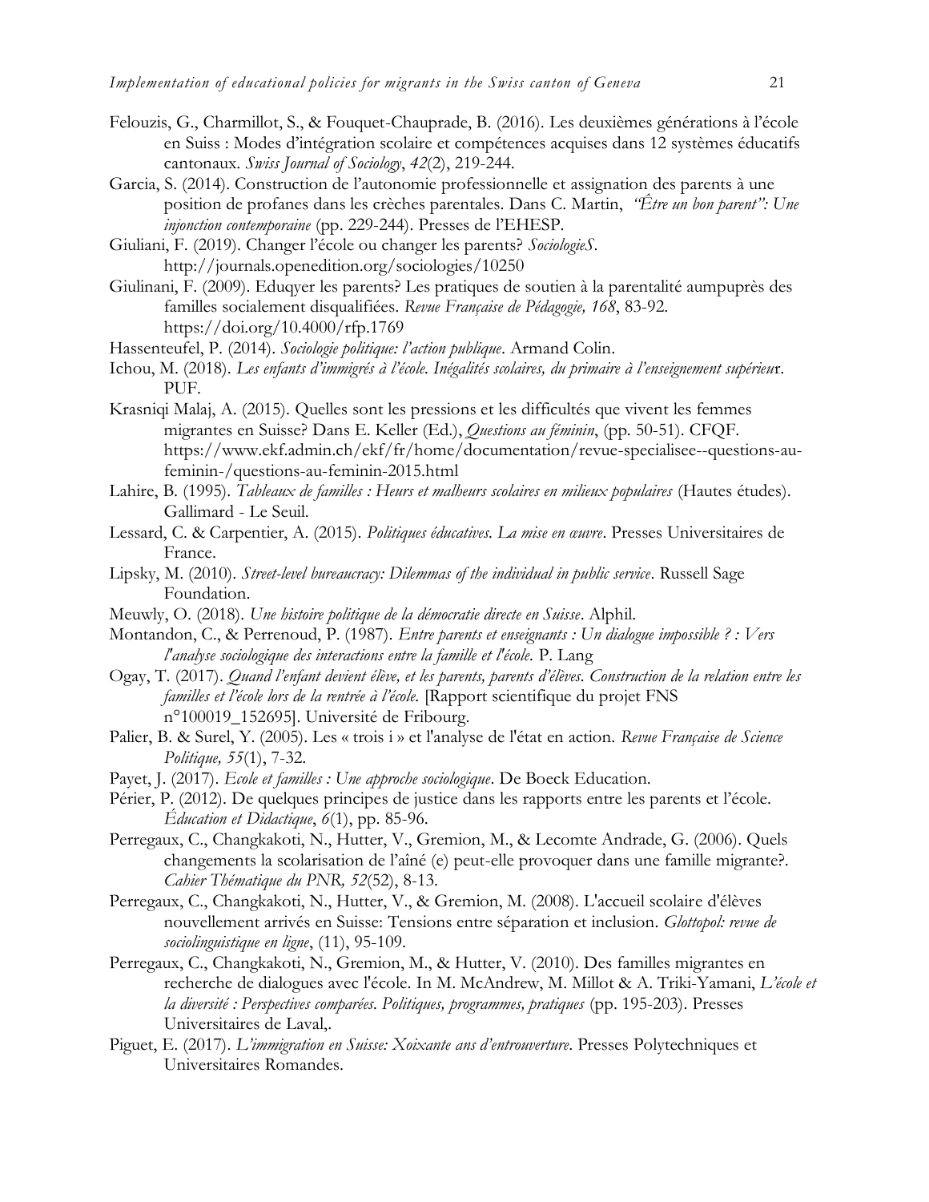Felouzis, G., Charmillot, S., & Fouquet-Chauprade, B. (2016). Les deuxièmes générations à l'école en Suiss : Modes d'intégration scolaire et compétences acquises dans 12 systèmes éducatifs cantonaux. *Swiss Journal of Sociology*, *42*(2), 219-244.

Garcia, S. (2014). Construction de l'autonomie professionnelle et assignation des parents à une position de profanes dans les crèches parentales. Dans C. Martin, *"Être un bon parent": Une injonction contemporaine* (pp. 229-244). Presses de l'EHESP.

Giuliani, F. (2019). Changer l'école ou changer les parents? *SociologieS*. http://journals.openedition.org/sociologies/10250

Giulinani, F. (2009). Eduqyer les parents? Les pratiques de soutien à la parentalité aumpuprès des familles socialement disqualifiées. *Revue Française de Pédagogie, 168*, 83-92. https://doi.org/10.4000/rfp.1769

Hassenteufel, P. (2014). *Sociologie politique: l'action publique*. Armand Colin.

Ichou, M. (2018). *Les enfants d'immigrés à l'école. Inégalités scolaires, du primaire à l'enseignement supérieur*. PUF.

Krasniqi Malaj, A. (2015). Quelles sont les pressions et les difficultés que vivent les femmes migrantes en Suisse? Dans E. Keller (Ed.), *Questions au féminin*, (pp. 50-51). CFQF. https://www.ekf.admin.ch/ekf/fr/home/documentation/revue-specialisee--questions-au-feminin-/questions-au-feminin-2015.html

Lahire, B. (1995). *Tableaux de familles : Heurs et malheurs scolaires en milieux populaires* (Hautes études). Gallimard - Le Seuil.

Lessard, C. & Carpentier, A. (2015). *Politiques éducatives. La mise en œuvre*. Presses Universitaires de France.

Lipsky, M. (2010). *Street-level bureaucracy: Dilemmas of the individual in public service*. Russell Sage Foundation.

Meuwly, O. (2018). *Une histoire politique de la démocratie directe en Suisse*. Alphil.

Montandon, C., & Perrenoud, P. (1987). *Entre parents et enseignants : Un dialogue impossible ? : Vers l'analyse sociologique des interactions entre la famille et l'école*. P. Lang

Ogay, T. (2017). *Quand l'enfant devient élève, et les parents, parents d'élèves. Construction de la relation entre les familles et l'école lors de la rentrée à l'école.* [Rapport scientifique du projet FNS n°100019_152695]. Université de Fribourg.

Palier, B. & Surel, Y. (2005). Les « trois i » et l'analyse de l'état en action. *Revue Française de Science Politique, 55*(1), 7-32.

Payet, J. (2017). *Ecole et familles : Une approche sociologique*. De Boeck Education.

Périer, P. (2012). De quelques principes de justice dans les rapports entre les parents et l'école. *Éducation et Didactique*, *6*(1), pp. 85-96.

Perregaux, C., Changkakoti, N., Hutter, V., Gremion, M., & Lecomte Andrade, G. (2006). Quels changements la scolarisation de l'aîné (e) peut-elle provoquer dans une famille migrante?. *Cahier Thématique du PNR, 52*(52), 8-13.

Perregaux, C., Changkakoti, N., Hutter, V., & Gremion, M. (2008). L'accueil scolaire d'élèves nouvellement arrivés en Suisse: Tensions entre séparation et inclusion. *Glottopol: revue de sociolinguistique en ligne*, (11), 95-109.

Perregaux, C., Changkakoti, N., Gremion, M., & Hutter, V. (2010). Des familles migrantes en recherche de dialogues avec l'école. In M. McAndrew, M. Millot & A. Triki-Yamani, *L'école et la diversité : Perspectives comparées. Politiques, programmes, pratiques* (pp. 195-203). Presses Universitaires de Laval,.

Piguet, E. (2017). *L'immigration en Suisse: Xoixante ans d'entrouverture*. Presses Polytechniques et Universitaires Romandes.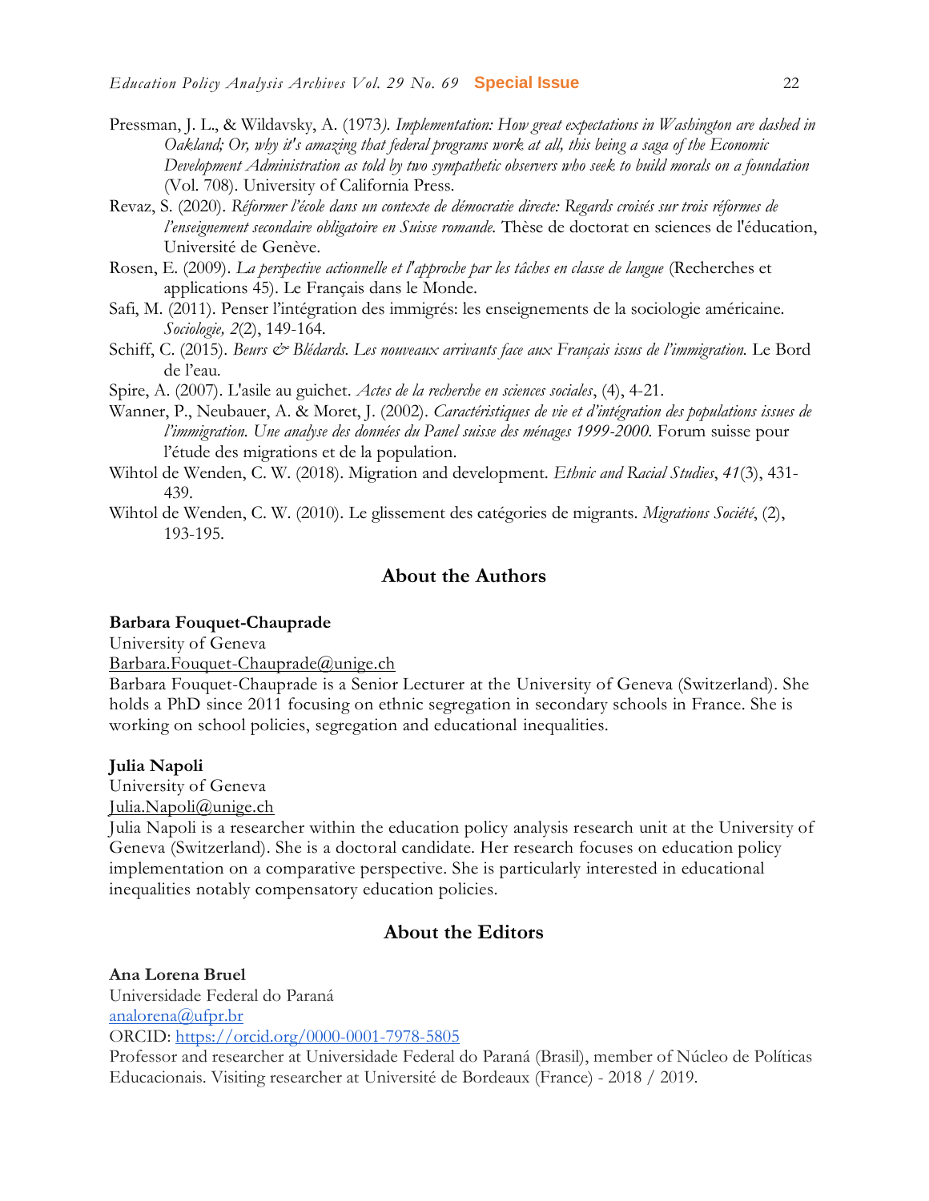Pressman, J. L., & Wildavsky, A. (1973). *Implementation: How great expectations in Washington are dashed in Oakland; Or, why it's amazing that federal programs work at all, this being a saga of the Economic Development Administration as told by two sympathetic observers who seek to build morals on a foundation* (Vol. 708). University of California Press.

Revaz, S. (2020). *Réformer l'école dans un contexte de démocratie directe: Regards croisés sur trois réformes de l'enseignement secondaire obligatoire en Suisse romande.* Thèse de doctorat en sciences de l'éducation, Université de Genève.

Rosen, E. (2009). *La perspective actionnelle et l'approche par les tâches en classe de langue* (Recherches et applications 45). Le Français dans le Monde.

Safi, M. (2011). Penser l'intégration des immigrés: les enseignements de la sociologie américaine. *Sociologie, 2*(2), 149-164.

Schiff, C. (2015). *Beurs & Blédards. Les nouveaux arrivants face aux Français issus de l'immigration.* Le Bord de l'eau.

Spire, A. (2007). L'asile au guichet. *Actes de la recherche en sciences sociales*, (4), 4-21.

Wanner, P., Neubauer, A. & Moret, J. (2002). *Caractéristiques de vie et d'intégration des populations issues de l'immigration. Une analyse des données du Panel suisse des ménages 1999-2000.* Forum suisse pour l'étude des migrations et de la population.

Wihtol de Wenden, C. W. (2018). Migration and development. *Ethnic and Racial Studies*, *41*(3), 431-439.

Wihtol de Wenden, C. W. (2010). Le glissement des catégories de migrants. *Migrations Société*, (2), 193-195.

## About the Authors

**Barbara Fouquet-Chauprade**
University of Geneva
Barbara.Fouquet-Chauprade@unige.ch
Barbara Fouquet-Chauprade is a Senior Lecturer at the University of Geneva (Switzerland). She holds a PhD since 2011 focusing on ethnic segregation in secondary schools in France. She is working on school policies, segregation and educational inequalities.

**Julia Napoli**
University of Geneva
Julia.Napoli@unige.ch
Julia Napoli is a researcher within the education policy analysis research unit at the University of Geneva (Switzerland). She is a doctoral candidate. Her research focuses on education policy implementation on a comparative perspective. She is particularly interested in educational inequalities notably compensatory education policies.

## About the Editors

**Ana Lorena Bruel**
Universidade Federal do Paraná
analorena@ufpr.br
ORCID: https://orcid.org/0000-0001-7978-5805
Professor and researcher at Universidade Federal do Paraná (Brasil), member of Núcleo de Políticas Educacionais. Visiting researcher at Université de Bordeaux (France) - 2018 / 2019.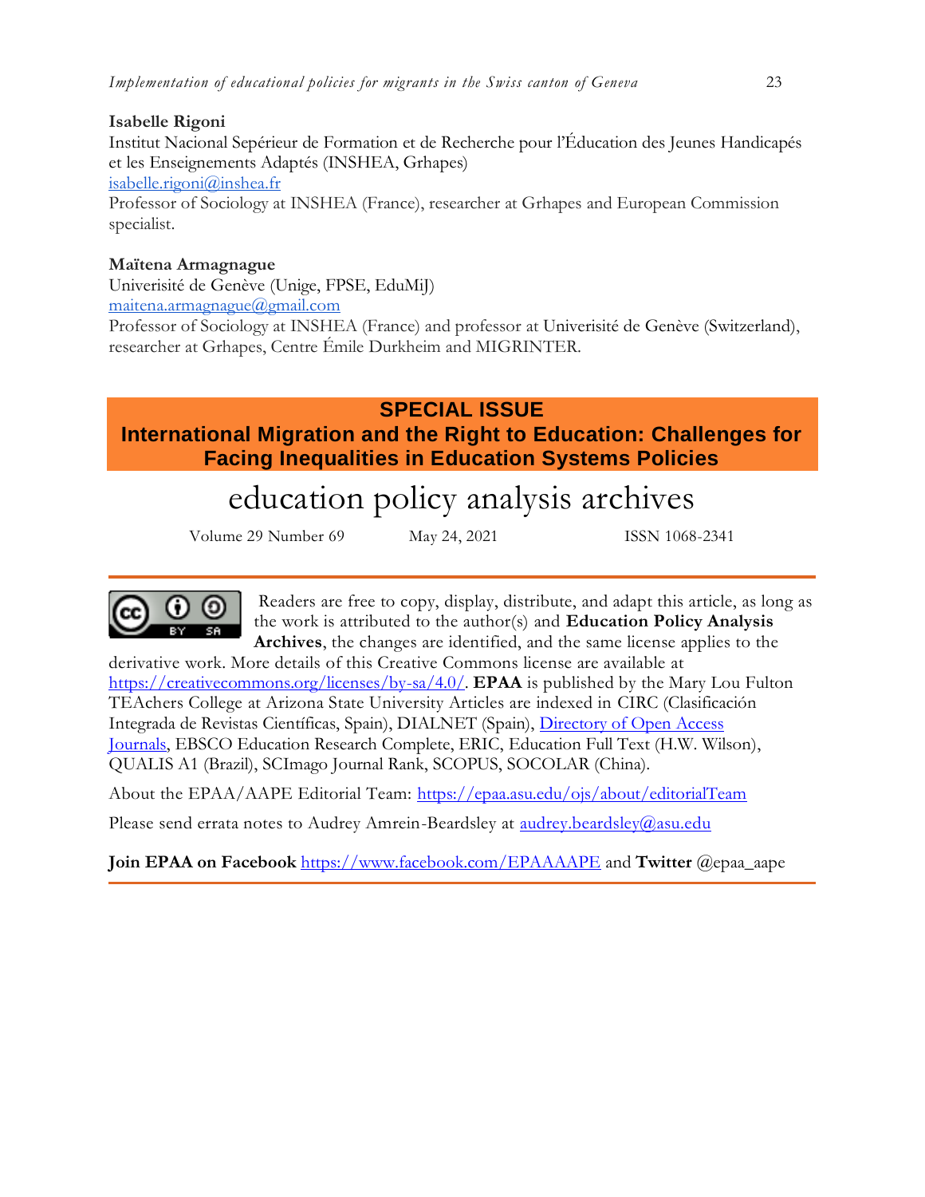**Isabelle Rigoni**
Institut Nacional Sepérieur de Formation et de Recherche pour l'Éducation des Jeunes Handicapés et les Enseignements Adaptés (INSHEA, Grhapes)
isabelle.rigoni@inshea.fr
Professor of Sociology at INSHEA (France), researcher at Grhapes and European Commission specialist.

**Maïtena Armagnague**
Univerisité de Genève (Unige, FPSE, EduMiJ)
maitena.armagnague@gmail.com
Professor of Sociology at INSHEA (France) and professor at Univerisité de Genève (Switzerland), researcher at Grhapes, Centre Émile Durkheim and MIGRINTER.

**SPECIAL ISSUE**
**International Migration and the Right to Education: Challenges for Facing Inequalities in Education Systems Policies**

# education policy analysis archives

Volume 29 Number 69 May 24, 2021 ISSN 1068-2341

Readers are free to copy, display, distribute, and adapt this article, as long as the work is attributed to the author(s) and **Education Policy Analysis Archives**, the changes are identified, and the same license applies to the derivative work. More details of this Creative Commons license are available at https://creativecommons.org/licenses/by-sa/4.0/. **EPAA** is published by the Mary Lou Fulton TEAchers College at Arizona State University Articles are indexed in CIRC (Clasificación Integrada de Revistas Científicas, Spain), DIALNET (Spain), Directory of Open Access Journals, EBSCO Education Research Complete, ERIC, Education Full Text (H.W. Wilson), QUALIS A1 (Brazil), SCImago Journal Rank, SCOPUS, SOCOLAR (China).

About the EPAA/AAPE Editorial Team: https://epaa.asu.edu/ojs/about/editorialTeam

Please send errata notes to Audrey Amrein-Beardsley at audrey.beardsley@asu.edu

**Join EPAA on Facebook** https://www.facebook.com/EPAAAAPE and **Twitter** @epaa_aape